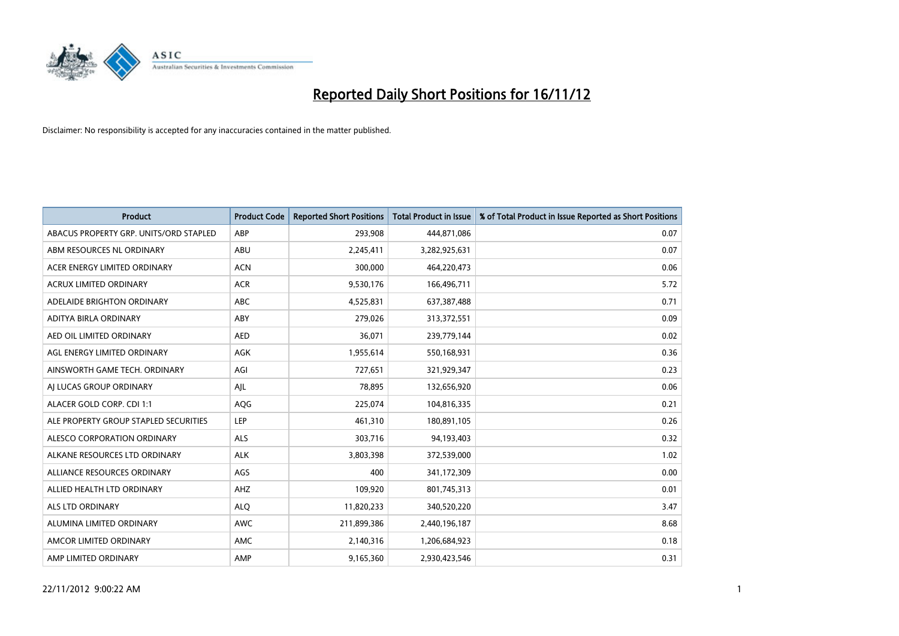# Reported Daily Short Positions for 16/11/12

Disclaimer: No responsibility is accepted for any inaccuracies contained in the matter published.

| Product | Product Code | Reported Short Positions | Total Product in Issue | % of Total Product in Issue Reported as Short Positions |
|---|---|---|---|---|
| ABACUS PROPERTY GRP. UNITS/ORD STAPLED | ABP | 293,908 | 444,871,086 | 0.07 |
| ABM RESOURCES NL ORDINARY | ABU | 2,245,411 | 3,282,925,631 | 0.07 |
| ACER ENERGY LIMITED ORDINARY | ACN | 300,000 | 464,220,473 | 0.06 |
| ACRUX LIMITED ORDINARY | ACR | 9,530,176 | 166,496,711 | 5.72 |
| ADELAIDE BRIGHTON ORDINARY | ABC | 4,525,831 | 637,387,488 | 0.71 |
| ADITYA BIRLA ORDINARY | ABY | 279,026 | 313,372,551 | 0.09 |
| AED OIL LIMITED ORDINARY | AED | 36,071 | 239,779,144 | 0.02 |
| AGL ENERGY LIMITED ORDINARY | AGK | 1,955,614 | 550,168,931 | 0.36 |
| AINSWORTH GAME TECH. ORDINARY | AGI | 727,651 | 321,929,347 | 0.23 |
| AJ LUCAS GROUP ORDINARY | AJL | 78,895 | 132,656,920 | 0.06 |
| ALACER GOLD CORP. CDI 1:1 | AQG | 225,074 | 104,816,335 | 0.21 |
| ALE PROPERTY GROUP STAPLED SECURITIES | LEP | 461,310 | 180,891,105 | 0.26 |
| ALESCO CORPORATION ORDINARY | ALS | 303,716 | 94,193,403 | 0.32 |
| ALKANE RESOURCES LTD ORDINARY | ALK | 3,803,398 | 372,539,000 | 1.02 |
| ALLIANCE RESOURCES ORDINARY | AGS | 400 | 341,172,309 | 0.00 |
| ALLIED HEALTH LTD ORDINARY | AHZ | 109,920 | 801,745,313 | 0.01 |
| ALS LTD ORDINARY | ALQ | 11,820,233 | 340,520,220 | 3.47 |
| ALUMINA LIMITED ORDINARY | AWC | 211,899,386 | 2,440,196,187 | 8.68 |
| AMCOR LIMITED ORDINARY | AMC | 2,140,316 | 1,206,684,923 | 0.18 |
| AMP LIMITED ORDINARY | AMP | 9,165,360 | 2,930,423,546 | 0.31 |

22/11/2012 9:00:22 AM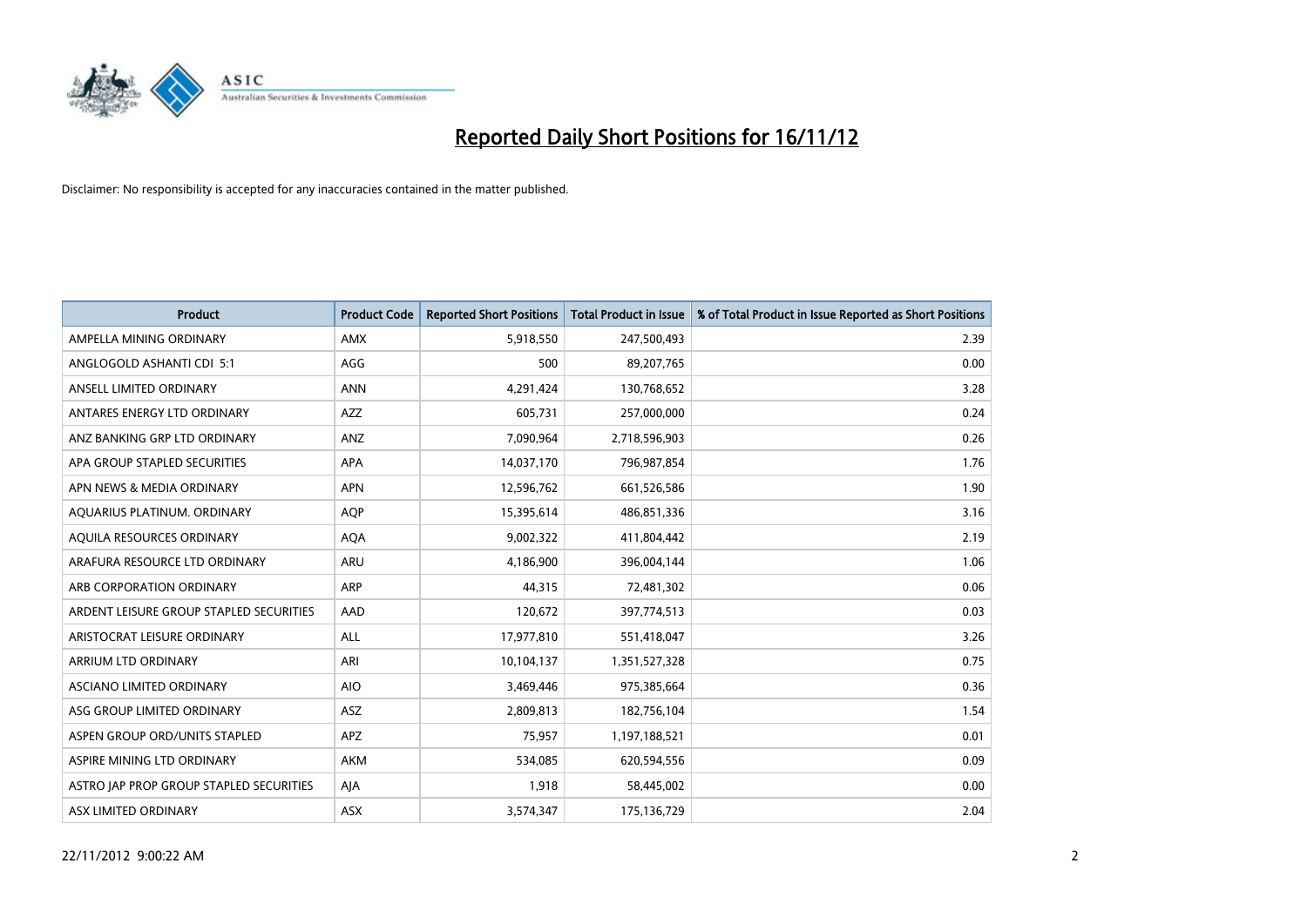# Reported Daily Short Positions for 16/11/12

Disclaimer: No responsibility is accepted for any inaccuracies contained in the matter published.

| Product | Product Code | Reported Short Positions | Total Product in Issue | % of Total Product in Issue Reported as Short Positions |
|---|---|---|---|---|
| AMPELLA MINING ORDINARY | AMX | 5,918,550 | 247,500,493 | 2.39 |
| ANGLOGOLD ASHANTI CDI 5:1 | AGG | 500 | 89,207,765 | 0.00 |
| ANSELL LIMITED ORDINARY | ANN | 4,291,424 | 130,768,652 | 3.28 |
| ANTARES ENERGY LTD ORDINARY | AZZ | 605,731 | 257,000,000 | 0.24 |
| ANZ BANKING GRP LTD ORDINARY | ANZ | 7,090,964 | 2,718,596,903 | 0.26 |
| APA GROUP STAPLED SECURITIES | APA | 14,037,170 | 796,987,854 | 1.76 |
| APN NEWS & MEDIA ORDINARY | APN | 12,596,762 | 661,526,586 | 1.90 |
| AQUARIUS PLATINUM. ORDINARY | AQP | 15,395,614 | 486,851,336 | 3.16 |
| AQUILA RESOURCES ORDINARY | AQA | 9,002,322 | 411,804,442 | 2.19 |
| ARAFURA RESOURCE LTD ORDINARY | ARU | 4,186,900 | 396,004,144 | 1.06 |
| ARB CORPORATION ORDINARY | ARP | 44,315 | 72,481,302 | 0.06 |
| ARDENT LEISURE GROUP STAPLED SECURITIES | AAD | 120,672 | 397,774,513 | 0.03 |
| ARISTOCRAT LEISURE ORDINARY | ALL | 17,977,810 | 551,418,047 | 3.26 |
| ARRIUM LTD ORDINARY | ARI | 10,104,137 | 1,351,527,328 | 0.75 |
| ASCIANO LIMITED ORDINARY | AIO | 3,469,446 | 975,385,664 | 0.36 |
| ASG GROUP LIMITED ORDINARY | ASZ | 2,809,813 | 182,756,104 | 1.54 |
| ASPEN GROUP ORD/UNITS STAPLED | APZ | 75,957 | 1,197,188,521 | 0.01 |
| ASPIRE MINING LTD ORDINARY | AKM | 534,085 | 620,594,556 | 0.09 |
| ASTRO JAP PROP GROUP STAPLED SECURITIES | AJA | 1,918 | 58,445,002 | 0.00 |
| ASX LIMITED ORDINARY | ASX | 3,574,347 | 175,136,729 | 2.04 |

22/11/2012 9:00:22 AM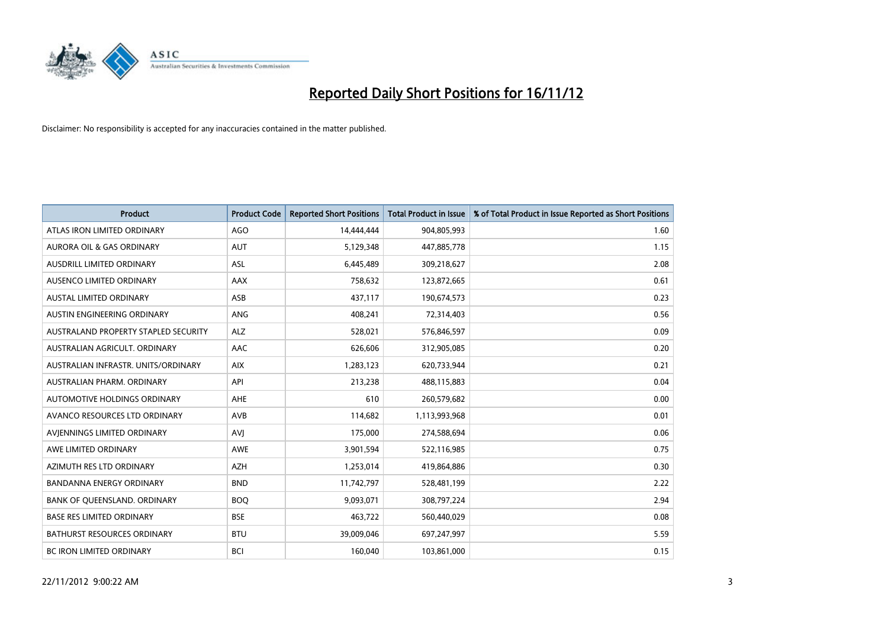# Reported Daily Short Positions for 16/11/12

Disclaimer: No responsibility is accepted for any inaccuracies contained in the matter published.

| Product | Product Code | Reported Short Positions | Total Product in Issue | % of Total Product in Issue Reported as Short Positions |
|---|---|---|---|---|
| ATLAS IRON LIMITED ORDINARY | AGO | 14,444,444 | 904,805,993 | 1.60 |
| AURORA OIL & GAS ORDINARY | AUT | 5,129,348 | 447,885,778 | 1.15 |
| AUSDRILL LIMITED ORDINARY | ASL | 6,445,489 | 309,218,627 | 2.08 |
| AUSENCO LIMITED ORDINARY | AAX | 758,632 | 123,872,665 | 0.61 |
| AUSTAL LIMITED ORDINARY | ASB | 437,117 | 190,674,573 | 0.23 |
| AUSTIN ENGINEERING ORDINARY | ANG | 408,241 | 72,314,403 | 0.56 |
| AUSTRALAND PROPERTY STAPLED SECURITY | ALZ | 528,021 | 576,846,597 | 0.09 |
| AUSTRALIAN AGRICULT. ORDINARY | AAC | 626,606 | 312,905,085 | 0.20 |
| AUSTRALIAN INFRASTR. UNITS/ORDINARY | AIX | 1,283,123 | 620,733,944 | 0.21 |
| AUSTRALIAN PHARM. ORDINARY | API | 213,238 | 488,115,883 | 0.04 |
| AUTOMOTIVE HOLDINGS ORDINARY | AHE | 610 | 260,579,682 | 0.00 |
| AVANCO RESOURCES LTD ORDINARY | AVB | 114,682 | 1,113,993,968 | 0.01 |
| AVJENNINGS LIMITED ORDINARY | AVJ | 175,000 | 274,588,694 | 0.06 |
| AWE LIMITED ORDINARY | AWE | 3,901,594 | 522,116,985 | 0.75 |
| AZIMUTH RES LTD ORDINARY | AZH | 1,253,014 | 419,864,886 | 0.30 |
| BANDANNA ENERGY ORDINARY | BND | 11,742,797 | 528,481,199 | 2.22 |
| BANK OF QUEENSLAND. ORDINARY | BOQ | 9,093,071 | 308,797,224 | 2.94 |
| BASE RES LIMITED ORDINARY | BSE | 463,722 | 560,440,029 | 0.08 |
| BATHURST RESOURCES ORDINARY | BTU | 39,009,046 | 697,247,997 | 5.59 |
| BC IRON LIMITED ORDINARY | BCI | 160,040 | 103,861,000 | 0.15 |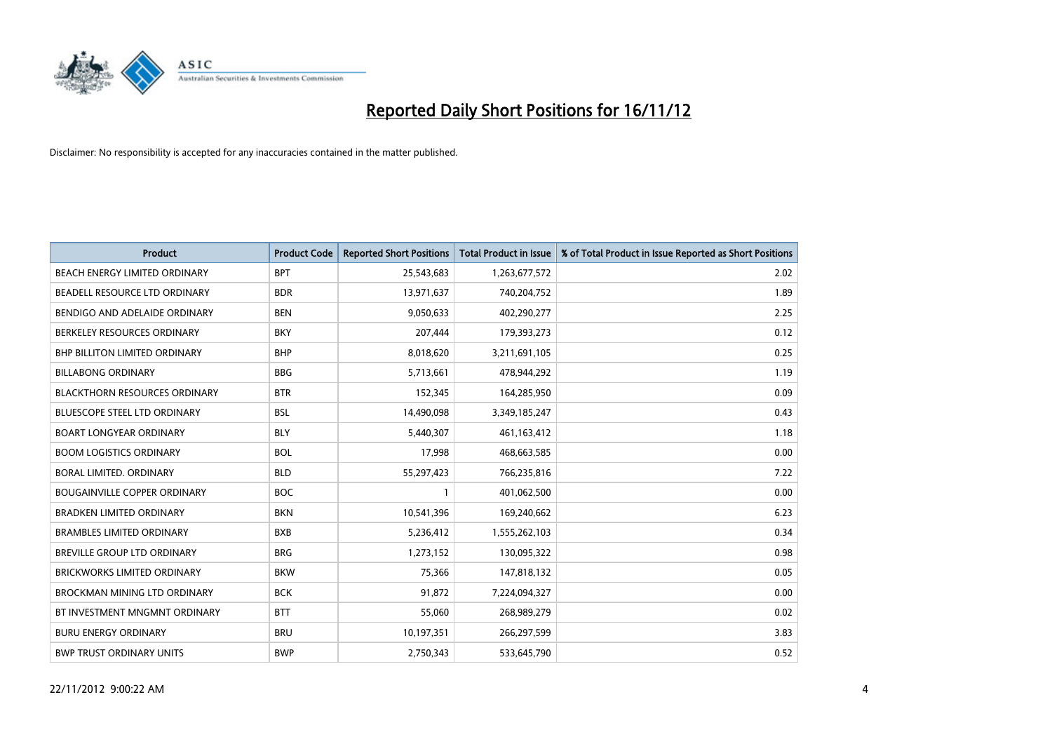# Reported Daily Short Positions for 16/11/12

Disclaimer: No responsibility is accepted for any inaccuracies contained in the matter published.

| Product | Product Code | Reported Short Positions | Total Product in Issue | % of Total Product in Issue Reported as Short Positions |
|---|---|---|---|---|
| BEACH ENERGY LIMITED ORDINARY | BPT | 25,543,683 | 1,263,677,572 | 2.02 |
| BEADELL RESOURCE LTD ORDINARY | BDR | 13,971,637 | 740,204,752 | 1.89 |
| BENDIGO AND ADELAIDE ORDINARY | BEN | 9,050,633 | 402,290,277 | 2.25 |
| BERKELEY RESOURCES ORDINARY | BKY | 207,444 | 179,393,273 | 0.12 |
| BHP BILLITON LIMITED ORDINARY | BHP | 8,018,620 | 3,211,691,105 | 0.25 |
| BILLABONG ORDINARY | BBG | 5,713,661 | 478,944,292 | 1.19 |
| BLACKTHORN RESOURCES ORDINARY | BTR | 152,345 | 164,285,950 | 0.09 |
| BLUESCOPE STEEL LTD ORDINARY | BSL | 14,490,098 | 3,349,185,247 | 0.43 |
| BOART LONGYEAR ORDINARY | BLY | 5,440,307 | 461,163,412 | 1.18 |
| BOOM LOGISTICS ORDINARY | BOL | 17,998 | 468,663,585 | 0.00 |
| BORAL LIMITED. ORDINARY | BLD | 55,297,423 | 766,235,816 | 7.22 |
| BOUGAINVILLE COPPER ORDINARY | BOC | 1 | 401,062,500 | 0.00 |
| BRADKEN LIMITED ORDINARY | BKN | 10,541,396 | 169,240,662 | 6.23 |
| BRAMBLES LIMITED ORDINARY | BXB | 5,236,412 | 1,555,262,103 | 0.34 |
| BREVILLE GROUP LTD ORDINARY | BRG | 1,273,152 | 130,095,322 | 0.98 |
| BRICKWORKS LIMITED ORDINARY | BKW | 75,366 | 147,818,132 | 0.05 |
| BROCKMAN MINING LTD ORDINARY | BCK | 91,872 | 7,224,094,327 | 0.00 |
| BT INVESTMENT MNGMNT ORDINARY | BTT | 55,060 | 268,989,279 | 0.02 |
| BURU ENERGY ORDINARY | BRU | 10,197,351 | 266,297,599 | 3.83 |
| BWP TRUST ORDINARY UNITS | BWP | 2,750,343 | 533,645,790 | 0.52 |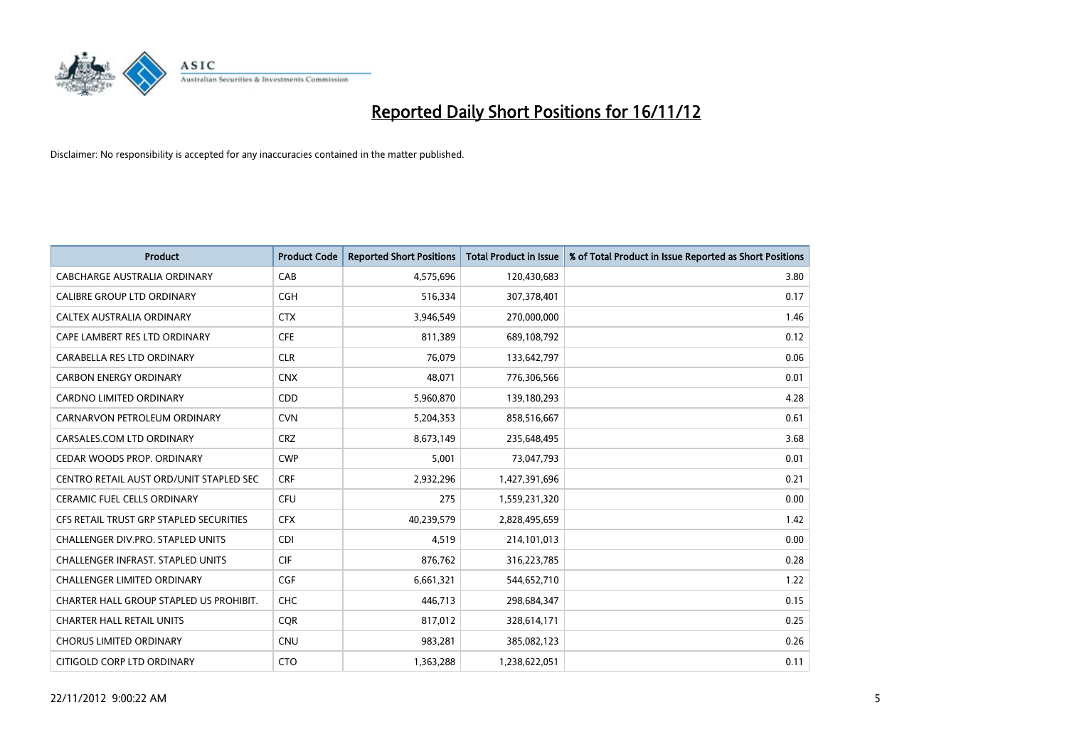# Reported Daily Short Positions for 16/11/12

Disclaimer: No responsibility is accepted for any inaccuracies contained in the matter published.

| Product | Product Code | Reported Short Positions | Total Product in Issue | % of Total Product in Issue Reported as Short Positions |
|---|---|---|---|---|
| CABCHARGE AUSTRALIA ORDINARY | CAB | 4,575,696 | 120,430,683 | 3.80 |
| CALIBRE GROUP LTD ORDINARY | CGH | 516,334 | 307,378,401 | 0.17 |
| CALTEX AUSTRALIA ORDINARY | CTX | 3,946,549 | 270,000,000 | 1.46 |
| CAPE LAMBERT RES LTD ORDINARY | CFE | 811,389 | 689,108,792 | 0.12 |
| CARABELLA RES LTD ORDINARY | CLR | 76,079 | 133,642,797 | 0.06 |
| CARBON ENERGY ORDINARY | CNX | 48,071 | 776,306,566 | 0.01 |
| CARDNO LIMITED ORDINARY | CDD | 5,960,870 | 139,180,293 | 4.28 |
| CARNARVON PETROLEUM ORDINARY | CVN | 5,204,353 | 858,516,667 | 0.61 |
| CARSALES.COM LTD ORDINARY | CRZ | 8,673,149 | 235,648,495 | 3.68 |
| CEDAR WOODS PROP. ORDINARY | CWP | 5,001 | 73,047,793 | 0.01 |
| CENTRO RETAIL AUST ORD/UNIT STAPLED SEC | CRF | 2,932,296 | 1,427,391,696 | 0.21 |
| CERAMIC FUEL CELLS ORDINARY | CFU | 275 | 1,559,231,320 | 0.00 |
| CFS RETAIL TRUST GRP STAPLED SECURITIES | CFX | 40,239,579 | 2,828,495,659 | 1.42 |
| CHALLENGER DIV.PRO. STAPLED UNITS | CDI | 4,519 | 214,101,013 | 0.00 |
| CHALLENGER INFRAST. STAPLED UNITS | CIF | 876,762 | 316,223,785 | 0.28 |
| CHALLENGER LIMITED ORDINARY | CGF | 6,661,321 | 544,652,710 | 1.22 |
| CHARTER HALL GROUP STAPLED US PROHIBIT. | CHC | 446,713 | 298,684,347 | 0.15 |
| CHARTER HALL RETAIL UNITS | CQR | 817,012 | 328,614,171 | 0.25 |
| CHORUS LIMITED ORDINARY | CNU | 983,281 | 385,082,123 | 0.26 |
| CITIGOLD CORP LTD ORDINARY | CTO | 1,363,288 | 1,238,622,051 | 0.11 |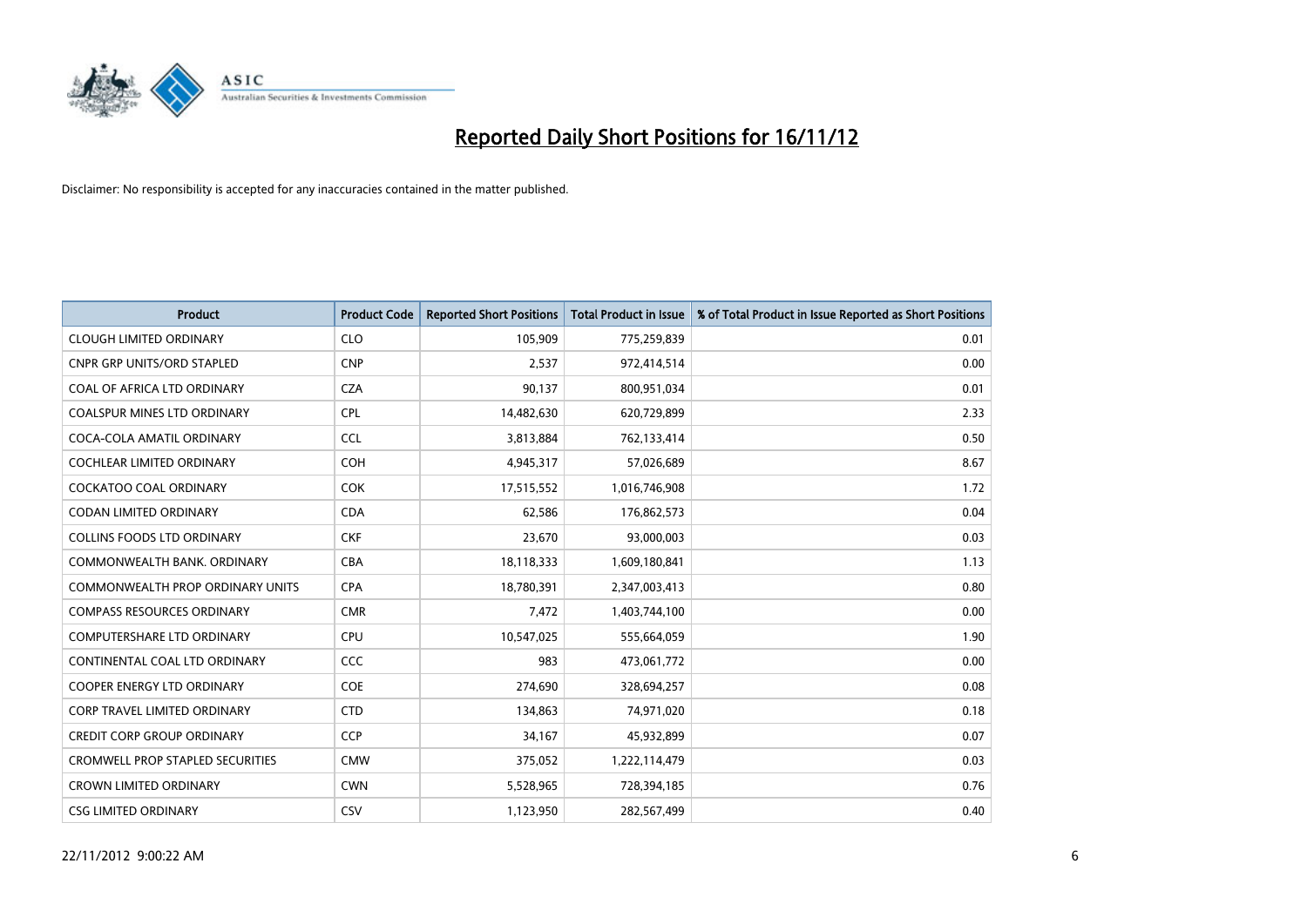# Reported Daily Short Positions for 16/11/12

Disclaimer: No responsibility is accepted for any inaccuracies contained in the matter published.

| Product | Product Code | Reported Short Positions | Total Product in Issue | % of Total Product in Issue Reported as Short Positions |
|---|---|---|---|---|
| CLOUGH LIMITED ORDINARY | CLO | 105,909 | 775,259,839 | 0.01 |
| CNPR GRP UNITS/ORD STAPLED | CNP | 2,537 | 972,414,514 | 0.00 |
| COAL OF AFRICA LTD ORDINARY | CZA | 90,137 | 800,951,034 | 0.01 |
| COALSPUR MINES LTD ORDINARY | CPL | 14,482,630 | 620,729,899 | 2.33 |
| COCA-COLA AMATIL ORDINARY | CCL | 3,813,884 | 762,133,414 | 0.50 |
| COCHLEAR LIMITED ORDINARY | COH | 4,945,317 | 57,026,689 | 8.67 |
| COCKATOO COAL ORDINARY | COK | 17,515,552 | 1,016,746,908 | 1.72 |
| CODAN LIMITED ORDINARY | CDA | 62,586 | 176,862,573 | 0.04 |
| COLLINS FOODS LTD ORDINARY | CKF | 23,670 | 93,000,003 | 0.03 |
| COMMONWEALTH BANK. ORDINARY | CBA | 18,118,333 | 1,609,180,841 | 1.13 |
| COMMONWEALTH PROP ORDINARY UNITS | CPA | 18,780,391 | 2,347,003,413 | 0.80 |
| COMPASS RESOURCES ORDINARY | CMR | 7,472 | 1,403,744,100 | 0.00 |
| COMPUTERSHARE LTD ORDINARY | CPU | 10,547,025 | 555,664,059 | 1.90 |
| CONTINENTAL COAL LTD ORDINARY | CCC | 983 | 473,061,772 | 0.00 |
| COOPER ENERGY LTD ORDINARY | COE | 274,690 | 328,694,257 | 0.08 |
| CORP TRAVEL LIMITED ORDINARY | CTD | 134,863 | 74,971,020 | 0.18 |
| CREDIT CORP GROUP ORDINARY | CCP | 34,167 | 45,932,899 | 0.07 |
| CROMWELL PROP STAPLED SECURITIES | CMW | 375,052 | 1,222,114,479 | 0.03 |
| CROWN LIMITED ORDINARY | CWN | 5,528,965 | 728,394,185 | 0.76 |
| CSG LIMITED ORDINARY | CSV | 1,123,950 | 282,567,499 | 0.40 |

22/11/2012 9:00:22 AM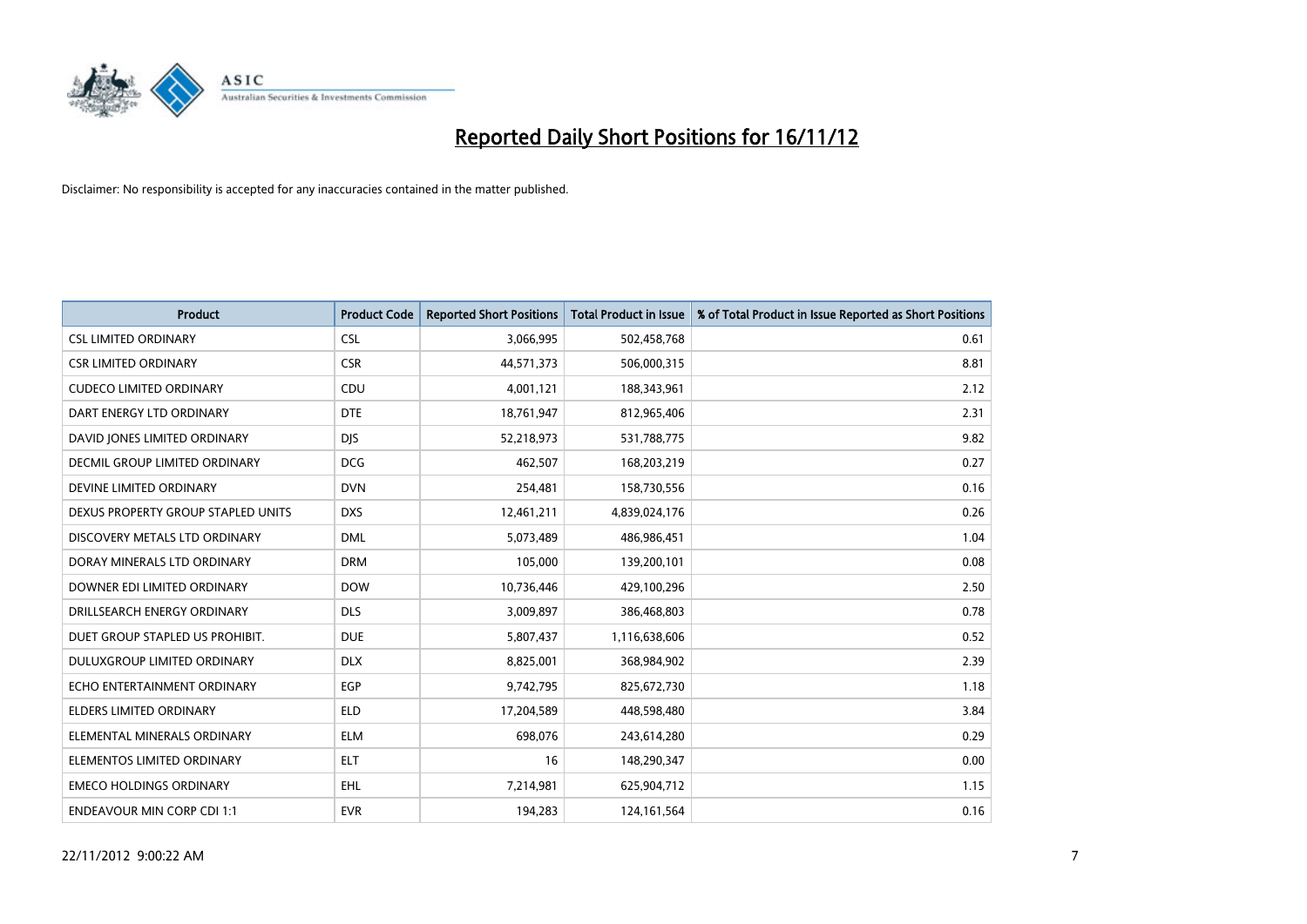# Reported Daily Short Positions for 16/11/12

Disclaimer: No responsibility is accepted for any inaccuracies contained in the matter published.

| Product | Product Code | Reported Short Positions | Total Product in Issue | % of Total Product in Issue Reported as Short Positions |
|---|---|---|---|---|
| CSL LIMITED ORDINARY | CSL | 3,066,995 | 502,458,768 | 0.61 |
| CSR LIMITED ORDINARY | CSR | 44,571,373 | 506,000,315 | 8.81 |
| CUDECO LIMITED ORDINARY | CDU | 4,001,121 | 188,343,961 | 2.12 |
| DART ENERGY LTD ORDINARY | DTE | 18,761,947 | 812,965,406 | 2.31 |
| DAVID JONES LIMITED ORDINARY | DJS | 52,218,973 | 531,788,775 | 9.82 |
| DECMIL GROUP LIMITED ORDINARY | DCG | 462,507 | 168,203,219 | 0.27 |
| DEVINE LIMITED ORDINARY | DVN | 254,481 | 158,730,556 | 0.16 |
| DEXUS PROPERTY GROUP STAPLED UNITS | DXS | 12,461,211 | 4,839,024,176 | 0.26 |
| DISCOVERY METALS LTD ORDINARY | DML | 5,073,489 | 486,986,451 | 1.04 |
| DORAY MINERALS LTD ORDINARY | DRM | 105,000 | 139,200,101 | 0.08 |
| DOWNER EDI LIMITED ORDINARY | DOW | 10,736,446 | 429,100,296 | 2.50 |
| DRILLSEARCH ENERGY ORDINARY | DLS | 3,009,897 | 386,468,803 | 0.78 |
| DUET GROUP STAPLED US PROHIBIT. | DUE | 5,807,437 | 1,116,638,606 | 0.52 |
| DULUXGROUP LIMITED ORDINARY | DLX | 8,825,001 | 368,984,902 | 2.39 |
| ECHO ENTERTAINMENT ORDINARY | EGP | 9,742,795 | 825,672,730 | 1.18 |
| ELDERS LIMITED ORDINARY | ELD | 17,204,589 | 448,598,480 | 3.84 |
| ELEMENTAL MINERALS ORDINARY | ELM | 698,076 | 243,614,280 | 0.29 |
| ELEMENTOS LIMITED ORDINARY | ELT | 16 | 148,290,347 | 0.00 |
| EMECO HOLDINGS ORDINARY | EHL | 7,214,981 | 625,904,712 | 1.15 |
| ENDEAVOUR MIN CORP CDI 1:1 | EVR | 194,283 | 124,161,564 | 0.16 |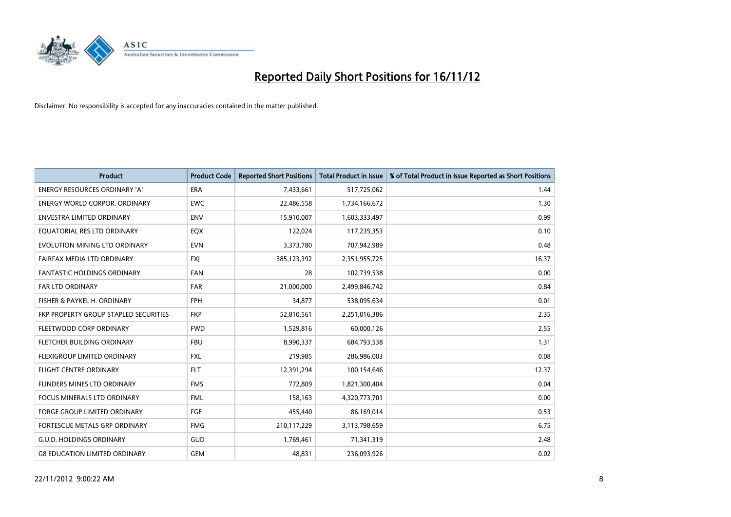# Reported Daily Short Positions for 16/11/12

Disclaimer: No responsibility is accepted for any inaccuracies contained in the matter published.

| Product | Product Code | Reported Short Positions | Total Product in Issue | % of Total Product in Issue Reported as Short Positions |
|---|---|---|---|---|
| ENERGY RESOURCES ORDINARY 'A' | ERA | 7,433,661 | 517,725,062 | 1.44 |
| ENERGY WORLD CORPOR. ORDINARY | EWC | 22,486,558 | 1,734,166,672 | 1.30 |
| ENVESTRA LIMITED ORDINARY | ENV | 15,910,007 | 1,603,333,497 | 0.99 |
| EQUATORIAL RES LTD ORDINARY | EQX | 122,024 | 117,235,353 | 0.10 |
| EVOLUTION MINING LTD ORDINARY | EVN | 3,373,780 | 707,942,989 | 0.48 |
| FAIRFAX MEDIA LTD ORDINARY | FXJ | 385,123,392 | 2,351,955,725 | 16.37 |
| FANTASTIC HOLDINGS ORDINARY | FAN | 28 | 102,739,538 | 0.00 |
| FAR LTD ORDINARY | FAR | 21,000,000 | 2,499,846,742 | 0.84 |
| FISHER & PAYKEL H. ORDINARY | FPH | 34,877 | 538,095,634 | 0.01 |
| FKP PROPERTY GROUP STAPLED SECURITIES | FKP | 52,810,561 | 2,251,016,386 | 2.35 |
| FLEETWOOD CORP ORDINARY | FWD | 1,529,816 | 60,000,126 | 2.55 |
| FLETCHER BUILDING ORDINARY | FBU | 8,990,337 | 684,793,538 | 1.31 |
| FLEXIGROUP LIMITED ORDINARY | FXL | 219,985 | 286,986,003 | 0.08 |
| FLIGHT CENTRE ORDINARY | FLT | 12,391,294 | 100,154,646 | 12.37 |
| FLINDERS MINES LTD ORDINARY | FMS | 772,809 | 1,821,300,404 | 0.04 |
| FOCUS MINERALS LTD ORDINARY | FML | 158,163 | 4,320,773,701 | 0.00 |
| FORGE GROUP LIMITED ORDINARY | FGE | 455,440 | 86,169,014 | 0.53 |
| FORTESCUE METALS GRP ORDINARY | FMG | 210,117,229 | 3,113,798,659 | 6.75 |
| G.U.D. HOLDINGS ORDINARY | GUD | 1,769,461 | 71,341,319 | 2.48 |
| G8 EDUCATION LIMITED ORDINARY | GEM | 48,831 | 236,093,926 | 0.02 |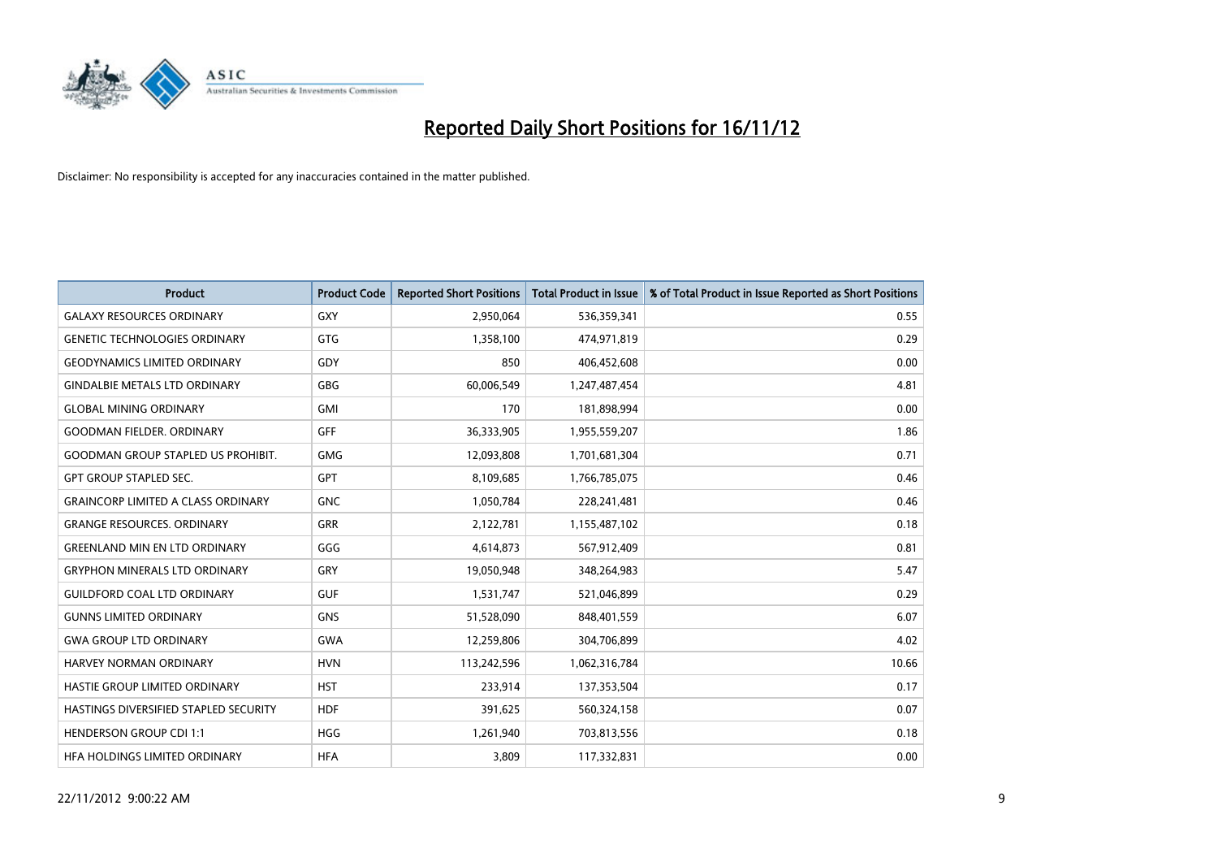# Reported Daily Short Positions for 16/11/12

Disclaimer: No responsibility is accepted for any inaccuracies contained in the matter published.

| Product | Product Code | Reported Short Positions | Total Product in Issue | % of Total Product in Issue Reported as Short Positions |
|---|---|---|---|---|
| GALAXY RESOURCES ORDINARY | GXY | 2,950,064 | 536,359,341 | 0.55 |
| GENETIC TECHNOLOGIES ORDINARY | GTG | 1,358,100 | 474,971,819 | 0.29 |
| GEODYNAMICS LIMITED ORDINARY | GDY | 850 | 406,452,608 | 0.00 |
| GINDALBIE METALS LTD ORDINARY | GBG | 60,006,549 | 1,247,487,454 | 4.81 |
| GLOBAL MINING ORDINARY | GMI | 170 | 181,898,994 | 0.00 |
| GOODMAN FIELDER. ORDINARY | GFF | 36,333,905 | 1,955,559,207 | 1.86 |
| GOODMAN GROUP STAPLED US PROHIBIT. | GMG | 12,093,808 | 1,701,681,304 | 0.71 |
| GPT GROUP STAPLED SEC. | GPT | 8,109,685 | 1,766,785,075 | 0.46 |
| GRAINCORP LIMITED A CLASS ORDINARY | GNC | 1,050,784 | 228,241,481 | 0.46 |
| GRANGE RESOURCES. ORDINARY | GRR | 2,122,781 | 1,155,487,102 | 0.18 |
| GREENLAND MIN EN LTD ORDINARY | GGG | 4,614,873 | 567,912,409 | 0.81 |
| GRYPHON MINERALS LTD ORDINARY | GRY | 19,050,948 | 348,264,983 | 5.47 |
| GUILDFORD COAL LTD ORDINARY | GUF | 1,531,747 | 521,046,899 | 0.29 |
| GUNNS LIMITED ORDINARY | GNS | 51,528,090 | 848,401,559 | 6.07 |
| GWA GROUP LTD ORDINARY | GWA | 12,259,806 | 304,706,899 | 4.02 |
| HARVEY NORMAN ORDINARY | HVN | 113,242,596 | 1,062,316,784 | 10.66 |
| HASTIE GROUP LIMITED ORDINARY | HST | 233,914 | 137,353,504 | 0.17 |
| HASTINGS DIVERSIFIED STAPLED SECURITY | HDF | 391,625 | 560,324,158 | 0.07 |
| HENDERSON GROUP CDI 1:1 | HGG | 1,261,940 | 703,813,556 | 0.18 |
| HFA HOLDINGS LIMITED ORDINARY | HFA | 3,809 | 117,332,831 | 0.00 |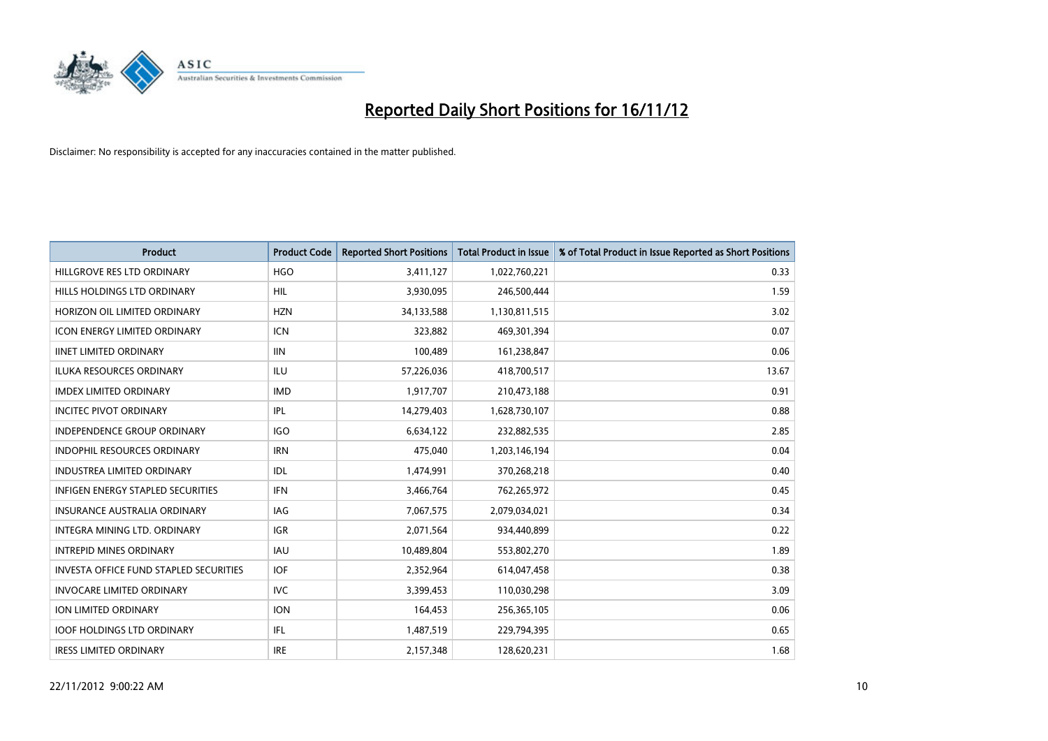# Reported Daily Short Positions for 16/11/12

Disclaimer: No responsibility is accepted for any inaccuracies contained in the matter published.

| Product | Product Code | Reported Short Positions | Total Product in Issue | % of Total Product in Issue Reported as Short Positions |
|---|---|---|---|---|
| HILLGROVE RES LTD ORDINARY | HGO | 3,411,127 | 1,022,760,221 | 0.33 |
| HILLS HOLDINGS LTD ORDINARY | HIL | 3,930,095 | 246,500,444 | 1.59 |
| HORIZON OIL LIMITED ORDINARY | HZN | 34,133,588 | 1,130,811,515 | 3.02 |
| ICON ENERGY LIMITED ORDINARY | ICN | 323,882 | 469,301,394 | 0.07 |
| IINET LIMITED ORDINARY | IIN | 100,489 | 161,238,847 | 0.06 |
| ILUKA RESOURCES ORDINARY | ILU | 57,226,036 | 418,700,517 | 13.67 |
| IMDEX LIMITED ORDINARY | IMD | 1,917,707 | 210,473,188 | 0.91 |
| INCITEC PIVOT ORDINARY | IPL | 14,279,403 | 1,628,730,107 | 0.88 |
| INDEPENDENCE GROUP ORDINARY | IGO | 6,634,122 | 232,882,535 | 2.85 |
| INDOPHIL RESOURCES ORDINARY | IRN | 475,040 | 1,203,146,194 | 0.04 |
| INDUSTREA LIMITED ORDINARY | IDL | 1,474,991 | 370,268,218 | 0.40 |
| INFIGEN ENERGY STAPLED SECURITIES | IFN | 3,466,764 | 762,265,972 | 0.45 |
| INSURANCE AUSTRALIA ORDINARY | IAG | 7,067,575 | 2,079,034,021 | 0.34 |
| INTEGRA MINING LTD. ORDINARY | IGR | 2,071,564 | 934,440,899 | 0.22 |
| INTREPID MINES ORDINARY | IAU | 10,489,804 | 553,802,270 | 1.89 |
| INVESTA OFFICE FUND STAPLED SECURITIES | IOF | 2,352,964 | 614,047,458 | 0.38 |
| INVOCARE LIMITED ORDINARY | IVC | 3,399,453 | 110,030,298 | 3.09 |
| ION LIMITED ORDINARY | ION | 164,453 | 256,365,105 | 0.06 |
| IOOF HOLDINGS LTD ORDINARY | IFL | 1,487,519 | 229,794,395 | 0.65 |
| IRESS LIMITED ORDINARY | IRE | 2,157,348 | 128,620,231 | 1.68 |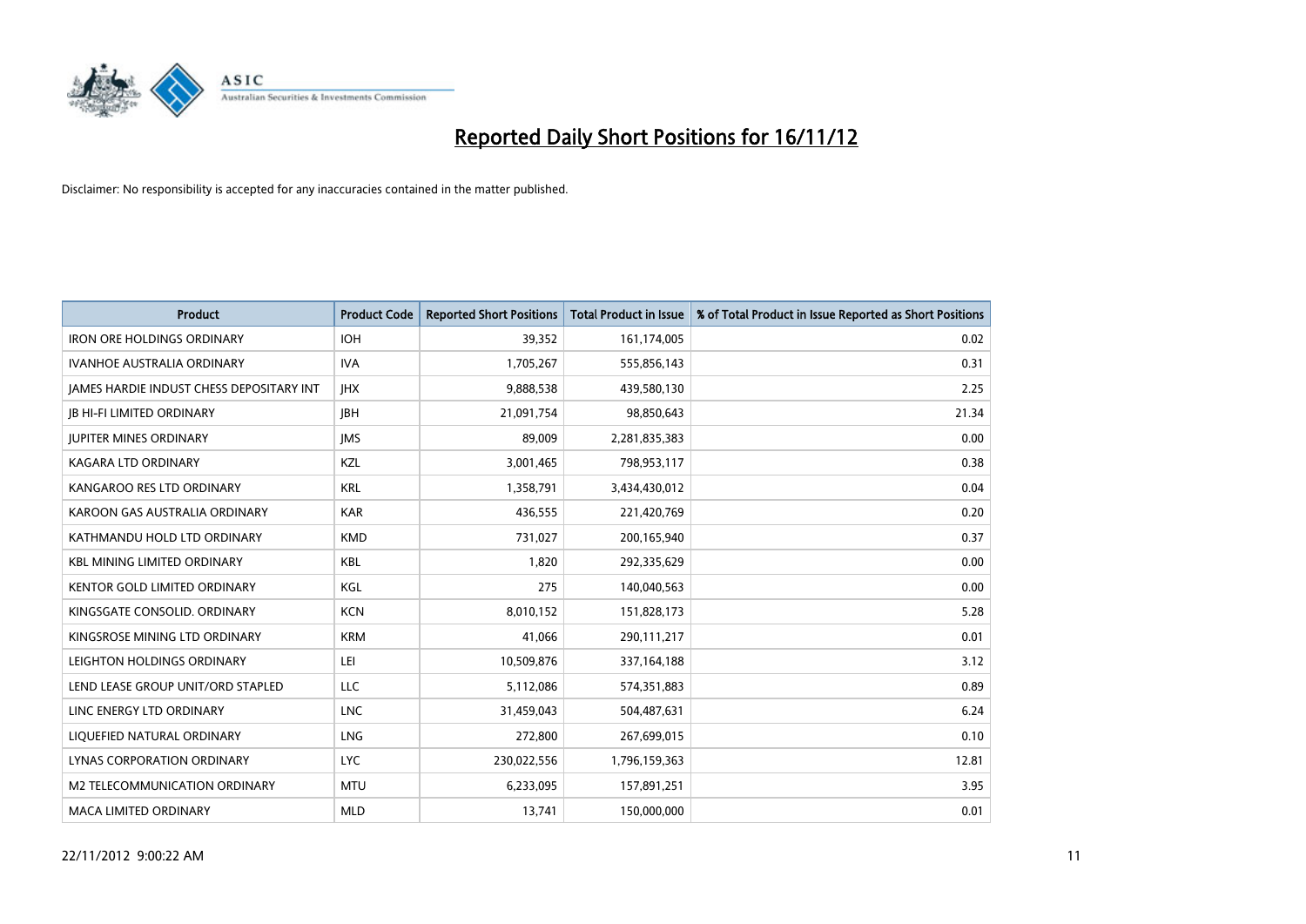# Reported Daily Short Positions for 16/11/12

Disclaimer: No responsibility is accepted for any inaccuracies contained in the matter published.

| Product | Product Code | Reported Short Positions | Total Product in Issue | % of Total Product in Issue Reported as Short Positions |
|---|---|---|---|---|
| IRON ORE HOLDINGS ORDINARY | IOH | 39,352 | 161,174,005 | 0.02 |
| IVANHOE AUSTRALIA ORDINARY | IVA | 1,705,267 | 555,856,143 | 0.31 |
| JAMES HARDIE INDUST CHESS DEPOSITARY INT | JHX | 9,888,538 | 439,580,130 | 2.25 |
| JB HI-FI LIMITED ORDINARY | JBH | 21,091,754 | 98,850,643 | 21.34 |
| JUPITER MINES ORDINARY | JMS | 89,009 | 2,281,835,383 | 0.00 |
| KAGARA LTD ORDINARY | KZL | 3,001,465 | 798,953,117 | 0.38 |
| KANGAROO RES LTD ORDINARY | KRL | 1,358,791 | 3,434,430,012 | 0.04 |
| KAROON GAS AUSTRALIA ORDINARY | KAR | 436,555 | 221,420,769 | 0.20 |
| KATHMANDU HOLD LTD ORDINARY | KMD | 731,027 | 200,165,940 | 0.37 |
| KBL MINING LIMITED ORDINARY | KBL | 1,820 | 292,335,629 | 0.00 |
| KENTOR GOLD LIMITED ORDINARY | KGL | 275 | 140,040,563 | 0.00 |
| KINGSGATE CONSOLID. ORDINARY | KCN | 8,010,152 | 151,828,173 | 5.28 |
| KINGSROSE MINING LTD ORDINARY | KRM | 41,066 | 290,111,217 | 0.01 |
| LEIGHTON HOLDINGS ORDINARY | LEI | 10,509,876 | 337,164,188 | 3.12 |
| LEND LEASE GROUP UNIT/ORD STAPLED | LLC | 5,112,086 | 574,351,883 | 0.89 |
| LINC ENERGY LTD ORDINARY | LNC | 31,459,043 | 504,487,631 | 6.24 |
| LIQUEFIED NATURAL ORDINARY | LNG | 272,800 | 267,699,015 | 0.10 |
| LYNAS CORPORATION ORDINARY | LYC | 230,022,556 | 1,796,159,363 | 12.81 |
| M2 TELECOMMUNICATION ORDINARY | MTU | 6,233,095 | 157,891,251 | 3.95 |
| MACA LIMITED ORDINARY | MLD | 13,741 | 150,000,000 | 0.01 |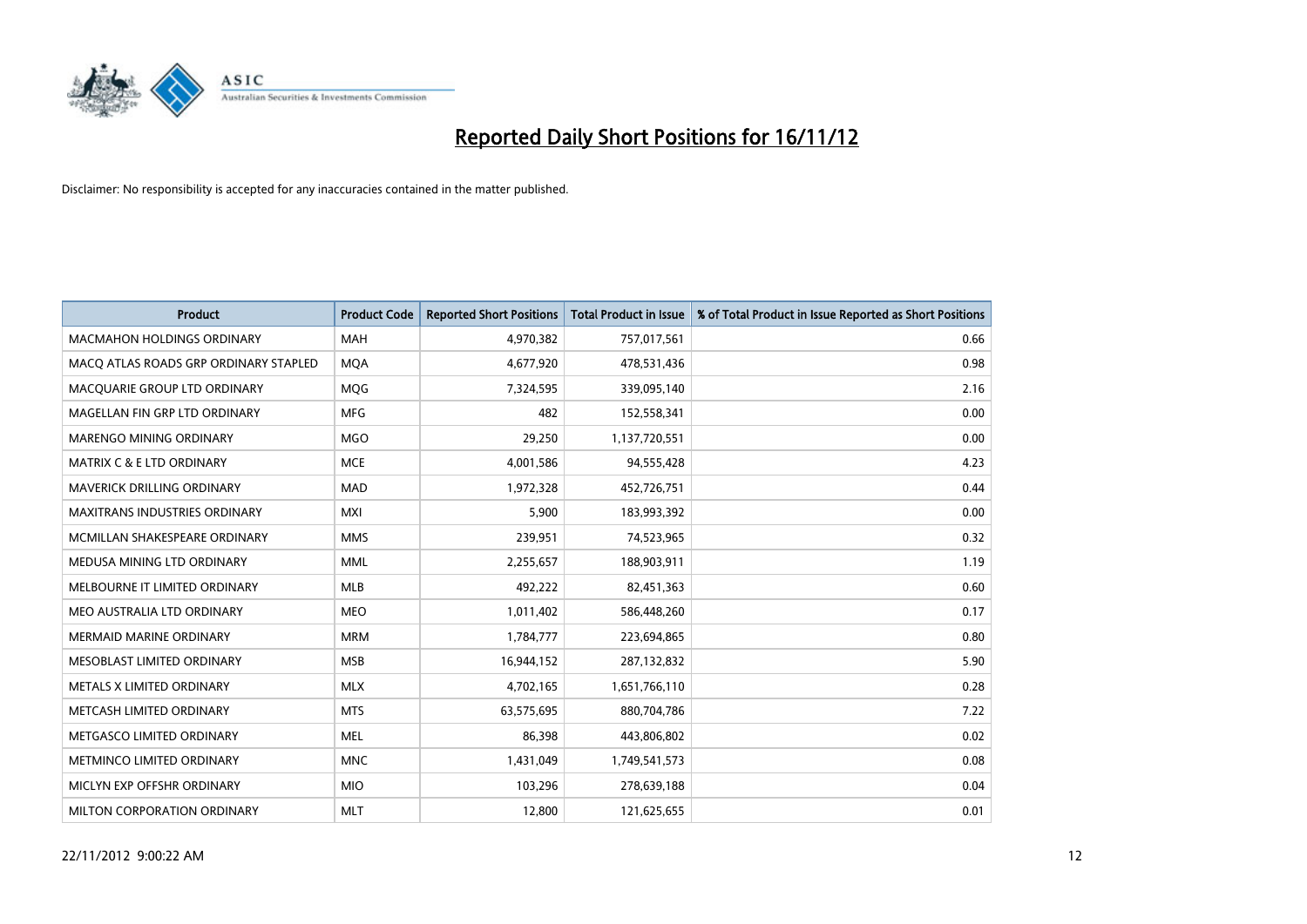# Reported Daily Short Positions for 16/11/12

Disclaimer: No responsibility is accepted for any inaccuracies contained in the matter published.

| Product | Product Code | Reported Short Positions | Total Product in Issue | % of Total Product in Issue Reported as Short Positions |
|---|---|---|---|---|
| MACMAHON HOLDINGS ORDINARY | MAH | 4,970,382 | 757,017,561 | 0.66 |
| MACQ ATLAS ROADS GRP ORDINARY STAPLED | MQA | 4,677,920 | 478,531,436 | 0.98 |
| MACQUARIE GROUP LTD ORDINARY | MQG | 7,324,595 | 339,095,140 | 2.16 |
| MAGELLAN FIN GRP LTD ORDINARY | MFG | 482 | 152,558,341 | 0.00 |
| MARENGO MINING ORDINARY | MGO | 29,250 | 1,137,720,551 | 0.00 |
| MATRIX C & E LTD ORDINARY | MCE | 4,001,586 | 94,555,428 | 4.23 |
| MAVERICK DRILLING ORDINARY | MAD | 1,972,328 | 452,726,751 | 0.44 |
| MAXITRANS INDUSTRIES ORDINARY | MXI | 5,900 | 183,993,392 | 0.00 |
| MCMILLAN SHAKESPEARE ORDINARY | MMS | 239,951 | 74,523,965 | 0.32 |
| MEDUSA MINING LTD ORDINARY | MML | 2,255,657 | 188,903,911 | 1.19 |
| MELBOURNE IT LIMITED ORDINARY | MLB | 492,222 | 82,451,363 | 0.60 |
| MEO AUSTRALIA LTD ORDINARY | MEO | 1,011,402 | 586,448,260 | 0.17 |
| MERMAID MARINE ORDINARY | MRM | 1,784,777 | 223,694,865 | 0.80 |
| MESOBLAST LIMITED ORDINARY | MSB | 16,944,152 | 287,132,832 | 5.90 |
| METALS X LIMITED ORDINARY | MLX | 4,702,165 | 1,651,766,110 | 0.28 |
| METCASH LIMITED ORDINARY | MTS | 63,575,695 | 880,704,786 | 7.22 |
| METGASCO LIMITED ORDINARY | MEL | 86,398 | 443,806,802 | 0.02 |
| METMINCO LIMITED ORDINARY | MNC | 1,431,049 | 1,749,541,573 | 0.08 |
| MICLYN EXP OFFSHR ORDINARY | MIO | 103,296 | 278,639,188 | 0.04 |
| MILTON CORPORATION ORDINARY | MLT | 12,800 | 121,625,655 | 0.01 |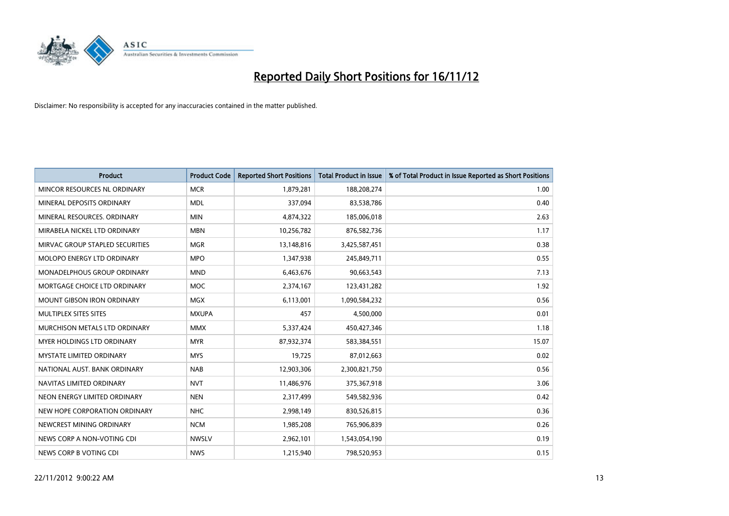# Reported Daily Short Positions for 16/11/12

Disclaimer: No responsibility is accepted for any inaccuracies contained in the matter published.

| Product | Product Code | Reported Short Positions | Total Product in Issue | % of Total Product in Issue Reported as Short Positions |
|---|---|---|---|---|
| MINCOR RESOURCES NL ORDINARY | MCR | 1,879,281 | 188,208,274 | 1.00 |
| MINERAL DEPOSITS ORDINARY | MDL | 337,094 | 83,538,786 | 0.40 |
| MINERAL RESOURCES. ORDINARY | MIN | 4,874,322 | 185,006,018 | 2.63 |
| MIRABELA NICKEL LTD ORDINARY | MBN | 10,256,782 | 876,582,736 | 1.17 |
| MIRVAC GROUP STAPLED SECURITIES | MGR | 13,148,816 | 3,425,587,451 | 0.38 |
| MOLOPO ENERGY LTD ORDINARY | MPO | 1,347,938 | 245,849,711 | 0.55 |
| MONADELPHOUS GROUP ORDINARY | MND | 6,463,676 | 90,663,543 | 7.13 |
| MORTGAGE CHOICE LTD ORDINARY | MOC | 2,374,167 | 123,431,282 | 1.92 |
| MOUNT GIBSON IRON ORDINARY | MGX | 6,113,001 | 1,090,584,232 | 0.56 |
| MULTIPLEX SITES SITES | MXUPA | 457 | 4,500,000 | 0.01 |
| MURCHISON METALS LTD ORDINARY | MMX | 5,337,424 | 450,427,346 | 1.18 |
| MYER HOLDINGS LTD ORDINARY | MYR | 87,932,374 | 583,384,551 | 15.07 |
| MYSTATE LIMITED ORDINARY | MYS | 19,725 | 87,012,663 | 0.02 |
| NATIONAL AUST. BANK ORDINARY | NAB | 12,903,306 | 2,300,821,750 | 0.56 |
| NAVITAS LIMITED ORDINARY | NVT | 11,486,976 | 375,367,918 | 3.06 |
| NEON ENERGY LIMITED ORDINARY | NEN | 2,317,499 | 549,582,936 | 0.42 |
| NEW HOPE CORPORATION ORDINARY | NHC | 2,998,149 | 830,526,815 | 0.36 |
| NEWCREST MINING ORDINARY | NCM | 1,985,208 | 765,906,839 | 0.26 |
| NEWS CORP A NON-VOTING CDI | NWSLV | 2,962,101 | 1,543,054,190 | 0.19 |
| NEWS CORP B VOTING CDI | NWS | 1,215,940 | 798,520,953 | 0.15 |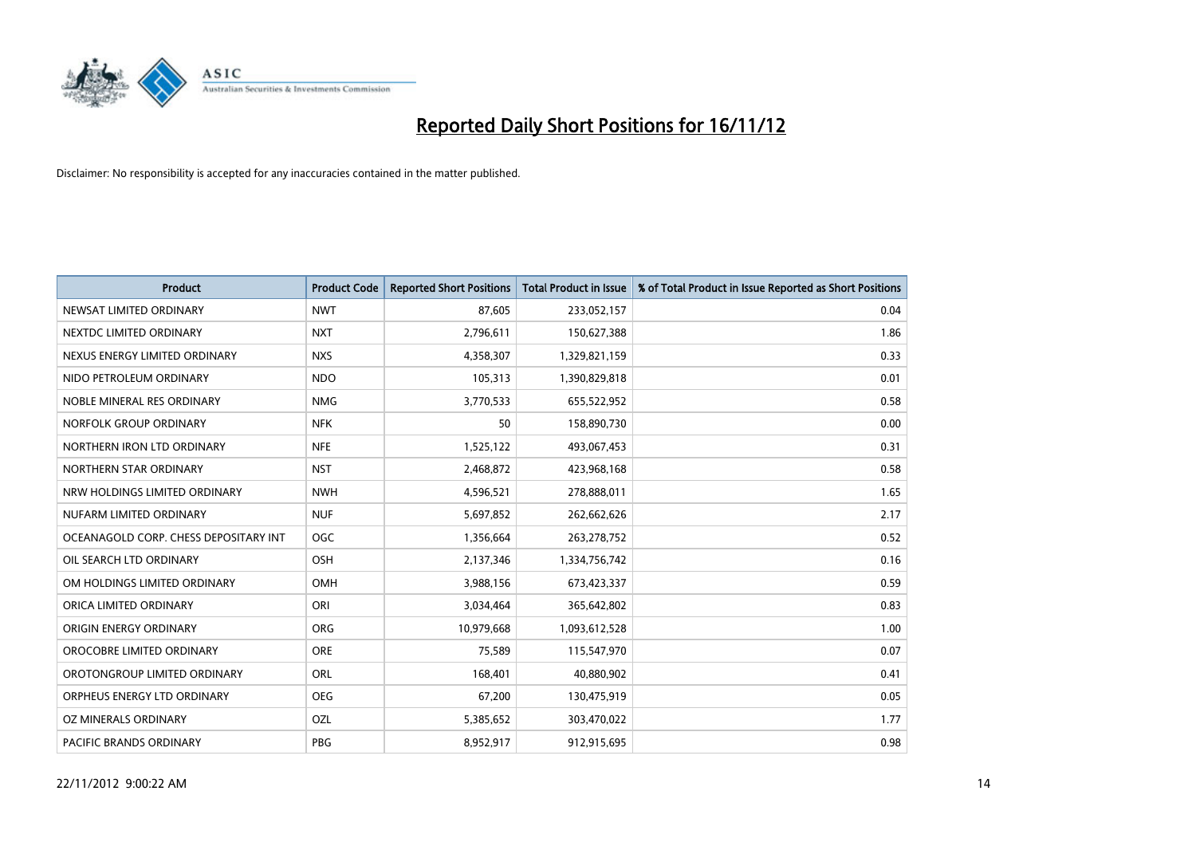# Reported Daily Short Positions for 16/11/12

Disclaimer: No responsibility is accepted for any inaccuracies contained in the matter published.

| Product | Product Code | Reported Short Positions | Total Product in Issue | % of Total Product in Issue Reported as Short Positions |
|---|---|---|---|---|
| NEWSAT LIMITED ORDINARY | NWT | 87,605 | 233,052,157 | 0.04 |
| NEXTDC LIMITED ORDINARY | NXT | 2,796,611 | 150,627,388 | 1.86 |
| NEXUS ENERGY LIMITED ORDINARY | NXS | 4,358,307 | 1,329,821,159 | 0.33 |
| NIDO PETROLEUM ORDINARY | NDO | 105,313 | 1,390,829,818 | 0.01 |
| NOBLE MINERAL RES ORDINARY | NMG | 3,770,533 | 655,522,952 | 0.58 |
| NORFOLK GROUP ORDINARY | NFK | 50 | 158,890,730 | 0.00 |
| NORTHERN IRON LTD ORDINARY | NFE | 1,525,122 | 493,067,453 | 0.31 |
| NORTHERN STAR ORDINARY | NST | 2,468,872 | 423,968,168 | 0.58 |
| NRW HOLDINGS LIMITED ORDINARY | NWH | 4,596,521 | 278,888,011 | 1.65 |
| NUFARM LIMITED ORDINARY | NUF | 5,697,852 | 262,662,626 | 2.17 |
| OCEANAGOLD CORP. CHESS DEPOSITARY INT | OGC | 1,356,664 | 263,278,752 | 0.52 |
| OIL SEARCH LTD ORDINARY | OSH | 2,137,346 | 1,334,756,742 | 0.16 |
| OM HOLDINGS LIMITED ORDINARY | OMH | 3,988,156 | 673,423,337 | 0.59 |
| ORICA LIMITED ORDINARY | ORI | 3,034,464 | 365,642,802 | 0.83 |
| ORIGIN ENERGY ORDINARY | ORG | 10,979,668 | 1,093,612,528 | 1.00 |
| OROCOBRE LIMITED ORDINARY | ORE | 75,589 | 115,547,970 | 0.07 |
| OROTONGROUP LIMITED ORDINARY | ORL | 168,401 | 40,880,902 | 0.41 |
| ORPHEUS ENERGY LTD ORDINARY | OEG | 67,200 | 130,475,919 | 0.05 |
| OZ MINERALS ORDINARY | OZL | 5,385,652 | 303,470,022 | 1.77 |
| PACIFIC BRANDS ORDINARY | PBG | 8,952,917 | 912,915,695 | 0.98 |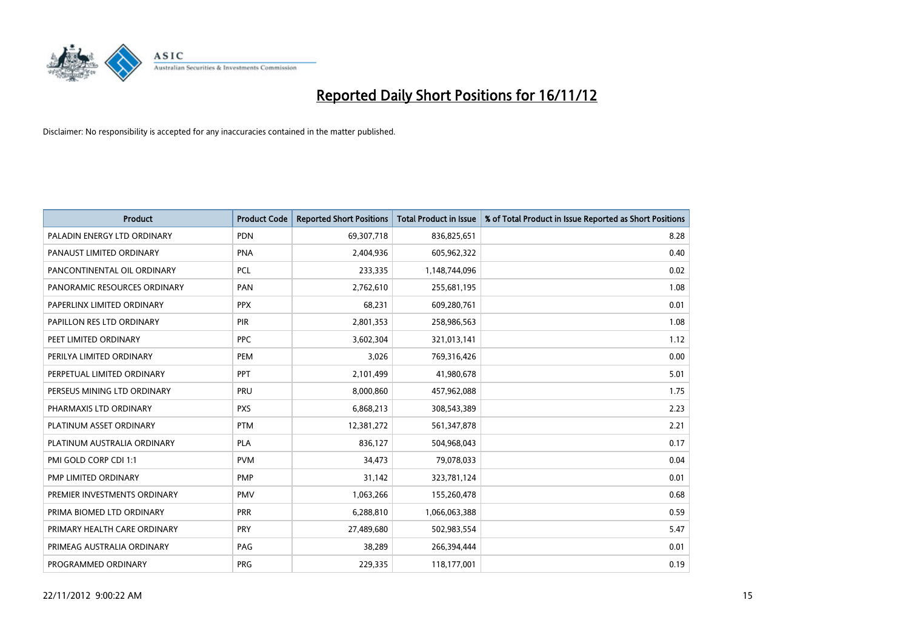# Reported Daily Short Positions for 16/11/12

Disclaimer: No responsibility is accepted for any inaccuracies contained in the matter published.

| Product | Product Code | Reported Short Positions | Total Product in Issue | % of Total Product in Issue Reported as Short Positions |
|---|---|---|---|---|
| PALADIN ENERGY LTD ORDINARY | PDN | 69,307,718 | 836,825,651 | 8.28 |
| PANAUST LIMITED ORDINARY | PNA | 2,404,936 | 605,962,322 | 0.40 |
| PANCONTINENTAL OIL ORDINARY | PCL | 233,335 | 1,148,744,096 | 0.02 |
| PANORAMIC RESOURCES ORDINARY | PAN | 2,762,610 | 255,681,195 | 1.08 |
| PAPERLINX LIMITED ORDINARY | PPX | 68,231 | 609,280,761 | 0.01 |
| PAPILLON RES LTD ORDINARY | PIR | 2,801,353 | 258,986,563 | 1.08 |
| PEET LIMITED ORDINARY | PPC | 3,602,304 | 321,013,141 | 1.12 |
| PERILYA LIMITED ORDINARY | PEM | 3,026 | 769,316,426 | 0.00 |
| PERPETUAL LIMITED ORDINARY | PPT | 2,101,499 | 41,980,678 | 5.01 |
| PERSEUS MINING LTD ORDINARY | PRU | 8,000,860 | 457,962,088 | 1.75 |
| PHARMAXIS LTD ORDINARY | PXS | 6,868,213 | 308,543,389 | 2.23 |
| PLATINUM ASSET ORDINARY | PTM | 12,381,272 | 561,347,878 | 2.21 |
| PLATINUM AUSTRALIA ORDINARY | PLA | 836,127 | 504,968,043 | 0.17 |
| PMI GOLD CORP CDI 1:1 | PVM | 34,473 | 79,078,033 | 0.04 |
| PMP LIMITED ORDINARY | PMP | 31,142 | 323,781,124 | 0.01 |
| PREMIER INVESTMENTS ORDINARY | PMV | 1,063,266 | 155,260,478 | 0.68 |
| PRIMA BIOMED LTD ORDINARY | PRR | 6,288,810 | 1,066,063,388 | 0.59 |
| PRIMARY HEALTH CARE ORDINARY | PRY | 27,489,680 | 502,983,554 | 5.47 |
| PRIMEAG AUSTRALIA ORDINARY | PAG | 38,289 | 266,394,444 | 0.01 |
| PROGRAMMED ORDINARY | PRG | 229,335 | 118,177,001 | 0.19 |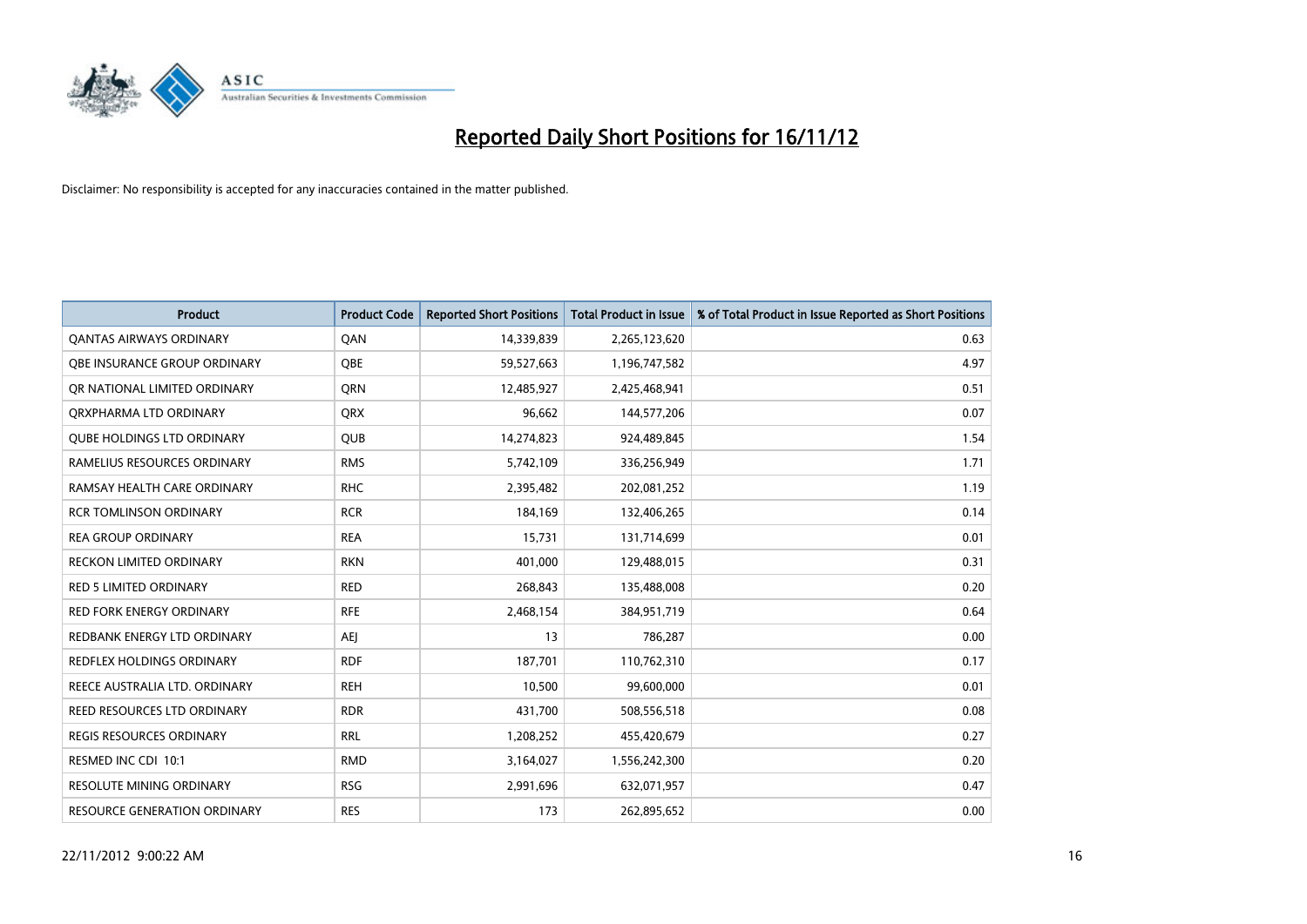# Reported Daily Short Positions for 16/11/12

Disclaimer: No responsibility is accepted for any inaccuracies contained in the matter published.

| Product | Product Code | Reported Short Positions | Total Product in Issue | % of Total Product in Issue Reported as Short Positions |
|---|---|---|---|---|
| QANTAS AIRWAYS ORDINARY | QAN | 14,339,839 | 2,265,123,620 | 0.63 |
| QBE INSURANCE GROUP ORDINARY | QBE | 59,527,663 | 1,196,747,582 | 4.97 |
| QR NATIONAL LIMITED ORDINARY | QRN | 12,485,927 | 2,425,468,941 | 0.51 |
| QRXPHARMA LTD ORDINARY | QRX | 96,662 | 144,577,206 | 0.07 |
| QUBE HOLDINGS LTD ORDINARY | QUB | 14,274,823 | 924,489,845 | 1.54 |
| RAMELIUS RESOURCES ORDINARY | RMS | 5,742,109 | 336,256,949 | 1.71 |
| RAMSAY HEALTH CARE ORDINARY | RHC | 2,395,482 | 202,081,252 | 1.19 |
| RCR TOMLINSON ORDINARY | RCR | 184,169 | 132,406,265 | 0.14 |
| REA GROUP ORDINARY | REA | 15,731 | 131,714,699 | 0.01 |
| RECKON LIMITED ORDINARY | RKN | 401,000 | 129,488,015 | 0.31 |
| RED 5 LIMITED ORDINARY | RED | 268,843 | 135,488,008 | 0.20 |
| RED FORK ENERGY ORDINARY | RFE | 2,468,154 | 384,951,719 | 0.64 |
| REDBANK ENERGY LTD ORDINARY | AEJ | 13 | 786,287 | 0.00 |
| REDFLEX HOLDINGS ORDINARY | RDF | 187,701 | 110,762,310 | 0.17 |
| REECE AUSTRALIA LTD. ORDINARY | REH | 10,500 | 99,600,000 | 0.01 |
| REED RESOURCES LTD ORDINARY | RDR | 431,700 | 508,556,518 | 0.08 |
| REGIS RESOURCES ORDINARY | RRL | 1,208,252 | 455,420,679 | 0.27 |
| RESMED INC CDI 10:1 | RMD | 3,164,027 | 1,556,242,300 | 0.20 |
| RESOLUTE MINING ORDINARY | RSG | 2,991,696 | 632,071,957 | 0.47 |
| RESOURCE GENERATION ORDINARY | RES | 173 | 262,895,652 | 0.00 |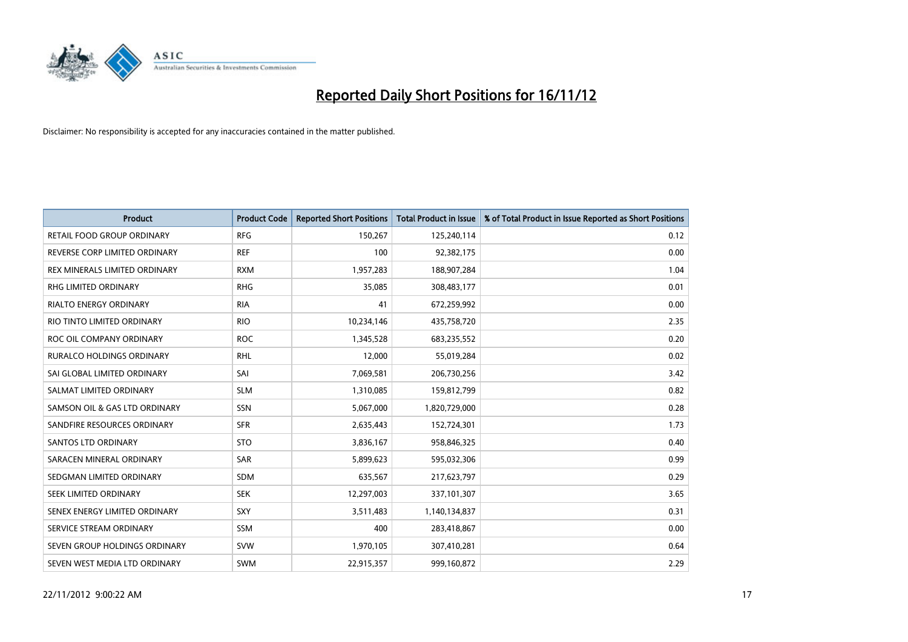# Reported Daily Short Positions for 16/11/12

Disclaimer: No responsibility is accepted for any inaccuracies contained in the matter published.

| Product | Product Code | Reported Short Positions | Total Product in Issue | % of Total Product in Issue Reported as Short Positions |
|---|---|---|---|---|
| RETAIL FOOD GROUP ORDINARY | RFG | 150,267 | 125,240,114 | 0.12 |
| REVERSE CORP LIMITED ORDINARY | REF | 100 | 92,382,175 | 0.00 |
| REX MINERALS LIMITED ORDINARY | RXM | 1,957,283 | 188,907,284 | 1.04 |
| RHG LIMITED ORDINARY | RHG | 35,085 | 308,483,177 | 0.01 |
| RIALTO ENERGY ORDINARY | RIA | 41 | 672,259,992 | 0.00 |
| RIO TINTO LIMITED ORDINARY | RIO | 10,234,146 | 435,758,720 | 2.35 |
| ROC OIL COMPANY ORDINARY | ROC | 1,345,528 | 683,235,552 | 0.20 |
| RURALCO HOLDINGS ORDINARY | RHL | 12,000 | 55,019,284 | 0.02 |
| SAI GLOBAL LIMITED ORDINARY | SAI | 7,069,581 | 206,730,256 | 3.42 |
| SALMAT LIMITED ORDINARY | SLM | 1,310,085 | 159,812,799 | 0.82 |
| SAMSON OIL & GAS LTD ORDINARY | SSN | 5,067,000 | 1,820,729,000 | 0.28 |
| SANDFIRE RESOURCES ORDINARY | SFR | 2,635,443 | 152,724,301 | 1.73 |
| SANTOS LTD ORDINARY | STO | 3,836,167 | 958,846,325 | 0.40 |
| SARACEN MINERAL ORDINARY | SAR | 5,899,623 | 595,032,306 | 0.99 |
| SEDGMAN LIMITED ORDINARY | SDM | 635,567 | 217,623,797 | 0.29 |
| SEEK LIMITED ORDINARY | SEK | 12,297,003 | 337,101,307 | 3.65 |
| SENEX ENERGY LIMITED ORDINARY | SXY | 3,511,483 | 1,140,134,837 | 0.31 |
| SERVICE STREAM ORDINARY | SSM | 400 | 283,418,867 | 0.00 |
| SEVEN GROUP HOLDINGS ORDINARY | SVW | 1,970,105 | 307,410,281 | 0.64 |
| SEVEN WEST MEDIA LTD ORDINARY | SWM | 22,915,357 | 999,160,872 | 2.29 |

22/11/2012 9:00:22 AM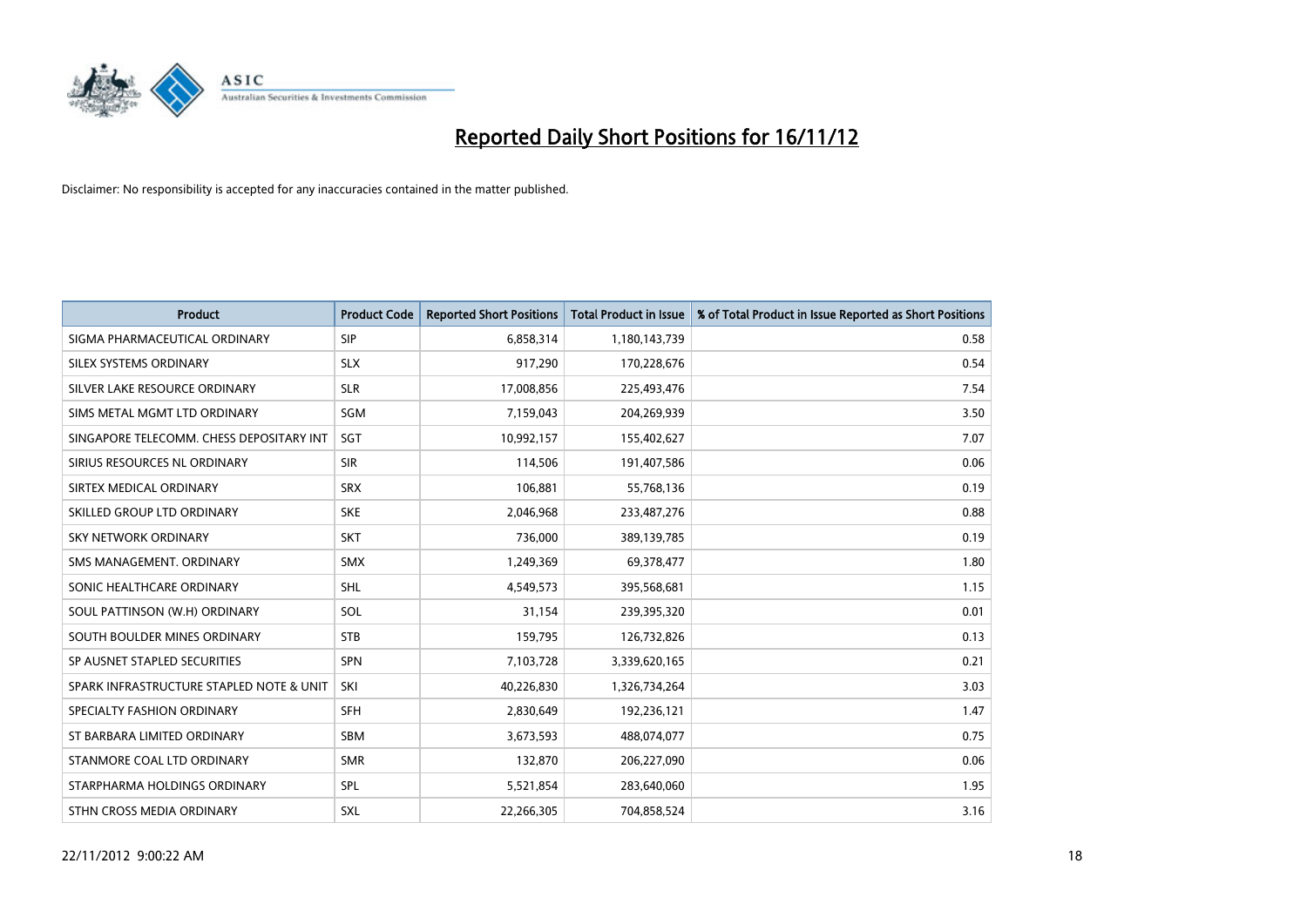# Reported Daily Short Positions for 16/11/12

Disclaimer: No responsibility is accepted for any inaccuracies contained in the matter published.

| Product | Product Code | Reported Short Positions | Total Product in Issue | % of Total Product in Issue Reported as Short Positions |
|---|---|---|---|---|
| SIGMA PHARMACEUTICAL ORDINARY | SIP | 6,858,314 | 1,180,143,739 | 0.58 |
| SILEX SYSTEMS ORDINARY | SLX | 917,290 | 170,228,676 | 0.54 |
| SILVER LAKE RESOURCE ORDINARY | SLR | 17,008,856 | 225,493,476 | 7.54 |
| SIMS METAL MGMT LTD ORDINARY | SGM | 7,159,043 | 204,269,939 | 3.50 |
| SINGAPORE TELECOMM. CHESS DEPOSITARY INT | SGT | 10,992,157 | 155,402,627 | 7.07 |
| SIRIUS RESOURCES NL ORDINARY | SIR | 114,506 | 191,407,586 | 0.06 |
| SIRTEX MEDICAL ORDINARY | SRX | 106,881 | 55,768,136 | 0.19 |
| SKILLED GROUP LTD ORDINARY | SKE | 2,046,968 | 233,487,276 | 0.88 |
| SKY NETWORK ORDINARY | SKT | 736,000 | 389,139,785 | 0.19 |
| SMS MANAGEMENT. ORDINARY | SMX | 1,249,369 | 69,378,477 | 1.80 |
| SONIC HEALTHCARE ORDINARY | SHL | 4,549,573 | 395,568,681 | 1.15 |
| SOUL PATTINSON (W.H) ORDINARY | SOL | 31,154 | 239,395,320 | 0.01 |
| SOUTH BOULDER MINES ORDINARY | STB | 159,795 | 126,732,826 | 0.13 |
| SP AUSNET STAPLED SECURITIES | SPN | 7,103,728 | 3,339,620,165 | 0.21 |
| SPARK INFRASTRUCTURE STAPLED NOTE & UNIT | SKI | 40,226,830 | 1,326,734,264 | 3.03 |
| SPECIALTY FASHION ORDINARY | SFH | 2,830,649 | 192,236,121 | 1.47 |
| ST BARBARA LIMITED ORDINARY | SBM | 3,673,593 | 488,074,077 | 0.75 |
| STANMORE COAL LTD ORDINARY | SMR | 132,870 | 206,227,090 | 0.06 |
| STARPHARMA HOLDINGS ORDINARY | SPL | 5,521,854 | 283,640,060 | 1.95 |
| STHN CROSS MEDIA ORDINARY | SXL | 22,266,305 | 704,858,524 | 3.16 |

22/11/2012 9:00:22 AM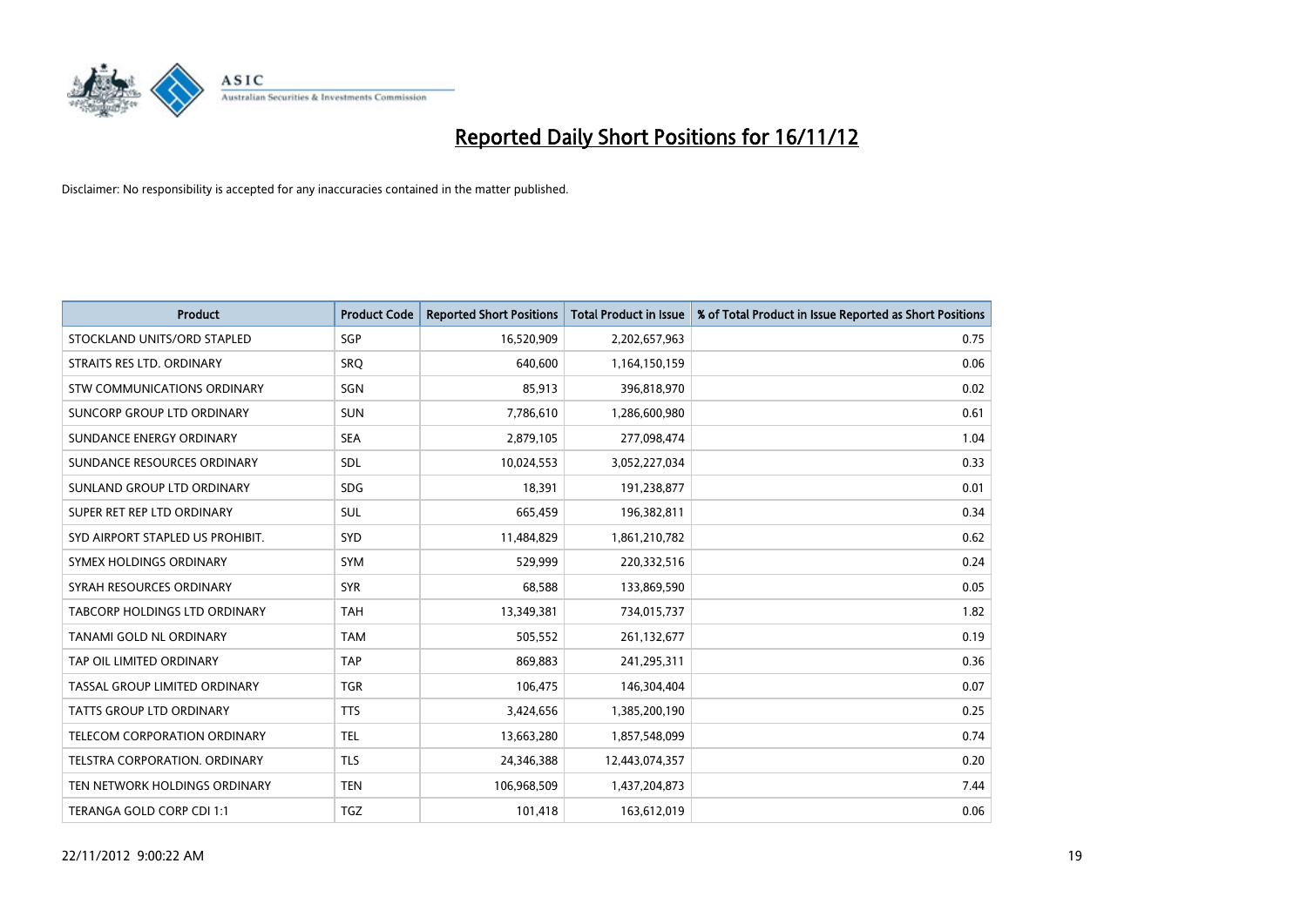# Reported Daily Short Positions for 16/11/12

Disclaimer: No responsibility is accepted for any inaccuracies contained in the matter published.

| Product | Product Code | Reported Short Positions | Total Product in Issue | % of Total Product in Issue Reported as Short Positions |
|---|---|---|---|---|
| STOCKLAND UNITS/ORD STAPLED | SGP | 16,520,909 | 2,202,657,963 | 0.75 |
| STRAITS RES LTD. ORDINARY | SRQ | 640,600 | 1,164,150,159 | 0.06 |
| STW COMMUNICATIONS ORDINARY | SGN | 85,913 | 396,818,970 | 0.02 |
| SUNCORP GROUP LTD ORDINARY | SUN | 7,786,610 | 1,286,600,980 | 0.61 |
| SUNDANCE ENERGY ORDINARY | SEA | 2,879,105 | 277,098,474 | 1.04 |
| SUNDANCE RESOURCES ORDINARY | SDL | 10,024,553 | 3,052,227,034 | 0.33 |
| SUNLAND GROUP LTD ORDINARY | SDG | 18,391 | 191,238,877 | 0.01 |
| SUPER RET REP LTD ORDINARY | SUL | 665,459 | 196,382,811 | 0.34 |
| SYD AIRPORT STAPLED US PROHIBIT. | SYD | 11,484,829 | 1,861,210,782 | 0.62 |
| SYMEX HOLDINGS ORDINARY | SYM | 529,999 | 220,332,516 | 0.24 |
| SYRAH RESOURCES ORDINARY | SYR | 68,588 | 133,869,590 | 0.05 |
| TABCORP HOLDINGS LTD ORDINARY | TAH | 13,349,381 | 734,015,737 | 1.82 |
| TANAMI GOLD NL ORDINARY | TAM | 505,552 | 261,132,677 | 0.19 |
| TAP OIL LIMITED ORDINARY | TAP | 869,883 | 241,295,311 | 0.36 |
| TASSAL GROUP LIMITED ORDINARY | TGR | 106,475 | 146,304,404 | 0.07 |
| TATTS GROUP LTD ORDINARY | TTS | 3,424,656 | 1,385,200,190 | 0.25 |
| TELECOM CORPORATION ORDINARY | TEL | 13,663,280 | 1,857,548,099 | 0.74 |
| TELSTRA CORPORATION. ORDINARY | TLS | 24,346,388 | 12,443,074,357 | 0.20 |
| TEN NETWORK HOLDINGS ORDINARY | TEN | 106,968,509 | 1,437,204,873 | 7.44 |
| TERANGA GOLD CORP CDI 1:1 | TGZ | 101,418 | 163,612,019 | 0.06 |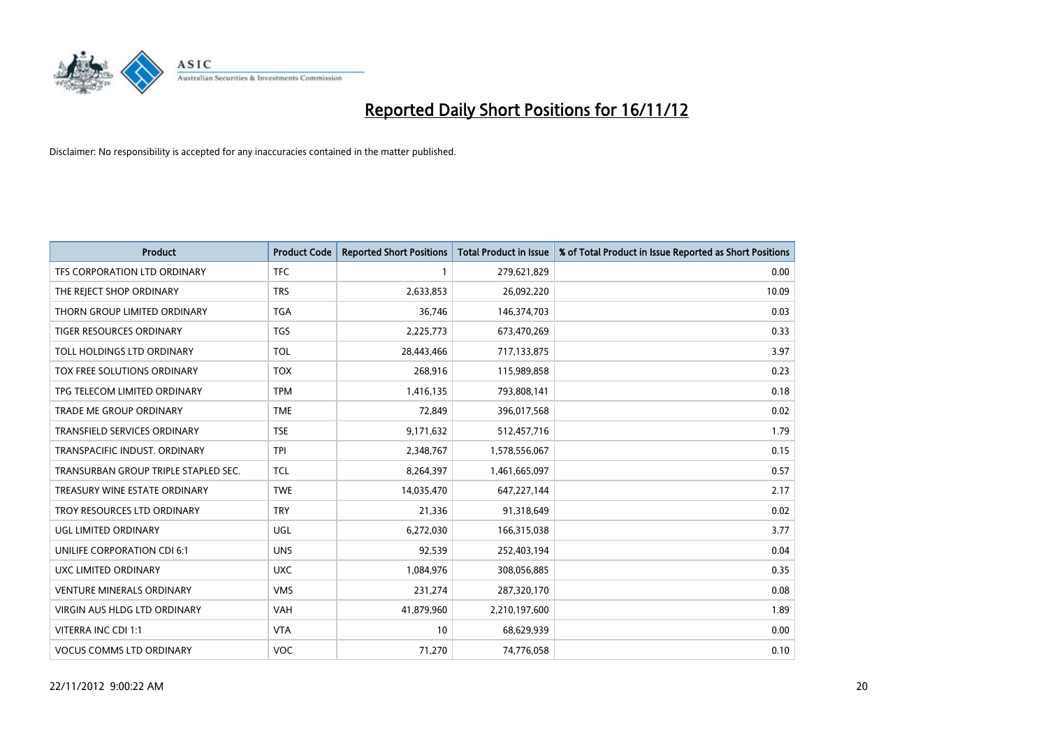# Reported Daily Short Positions for 16/11/12

Disclaimer: No responsibility is accepted for any inaccuracies contained in the matter published.

| Product | Product Code | Reported Short Positions | Total Product in Issue | % of Total Product in Issue Reported as Short Positions |
|---|---|---|---|---|
| TFS CORPORATION LTD ORDINARY | TFC | 1 | 279,621,829 | 0.00 |
| THE REJECT SHOP ORDINARY | TRS | 2,633,853 | 26,092,220 | 10.09 |
| THORN GROUP LIMITED ORDINARY | TGA | 36,746 | 146,374,703 | 0.03 |
| TIGER RESOURCES ORDINARY | TGS | 2,225,773 | 673,470,269 | 0.33 |
| TOLL HOLDINGS LTD ORDINARY | TOL | 28,443,466 | 717,133,875 | 3.97 |
| TOX FREE SOLUTIONS ORDINARY | TOX | 268,916 | 115,989,858 | 0.23 |
| TPG TELECOM LIMITED ORDINARY | TPM | 1,416,135 | 793,808,141 | 0.18 |
| TRADE ME GROUP ORDINARY | TME | 72,849 | 396,017,568 | 0.02 |
| TRANSFIELD SERVICES ORDINARY | TSE | 9,171,632 | 512,457,716 | 1.79 |
| TRANSPACIFIC INDUST. ORDINARY | TPI | 2,348,767 | 1,578,556,067 | 0.15 |
| TRANSURBAN GROUP TRIPLE STAPLED SEC. | TCL | 8,264,397 | 1,461,665,097 | 0.57 |
| TREASURY WINE ESTATE ORDINARY | TWE | 14,035,470 | 647,227,144 | 2.17 |
| TROY RESOURCES LTD ORDINARY | TRY | 21,336 | 91,318,649 | 0.02 |
| UGL LIMITED ORDINARY | UGL | 6,272,030 | 166,315,038 | 3.77 |
| UNILIFE CORPORATION CDI 6:1 | UNS | 92,539 | 252,403,194 | 0.04 |
| UXC LIMITED ORDINARY | UXC | 1,084,976 | 308,056,885 | 0.35 |
| VENTURE MINERALS ORDINARY | VMS | 231,274 | 287,320,170 | 0.08 |
| VIRGIN AUS HLDG LTD ORDINARY | VAH | 41,879,960 | 2,210,197,600 | 1.89 |
| VITERRA INC CDI 1:1 | VTA | 10 | 68,629,939 | 0.00 |
| VOCUS COMMS LTD ORDINARY | VOC | 71,270 | 74,776,058 | 0.10 |

22/11/2012 9:00:22 AM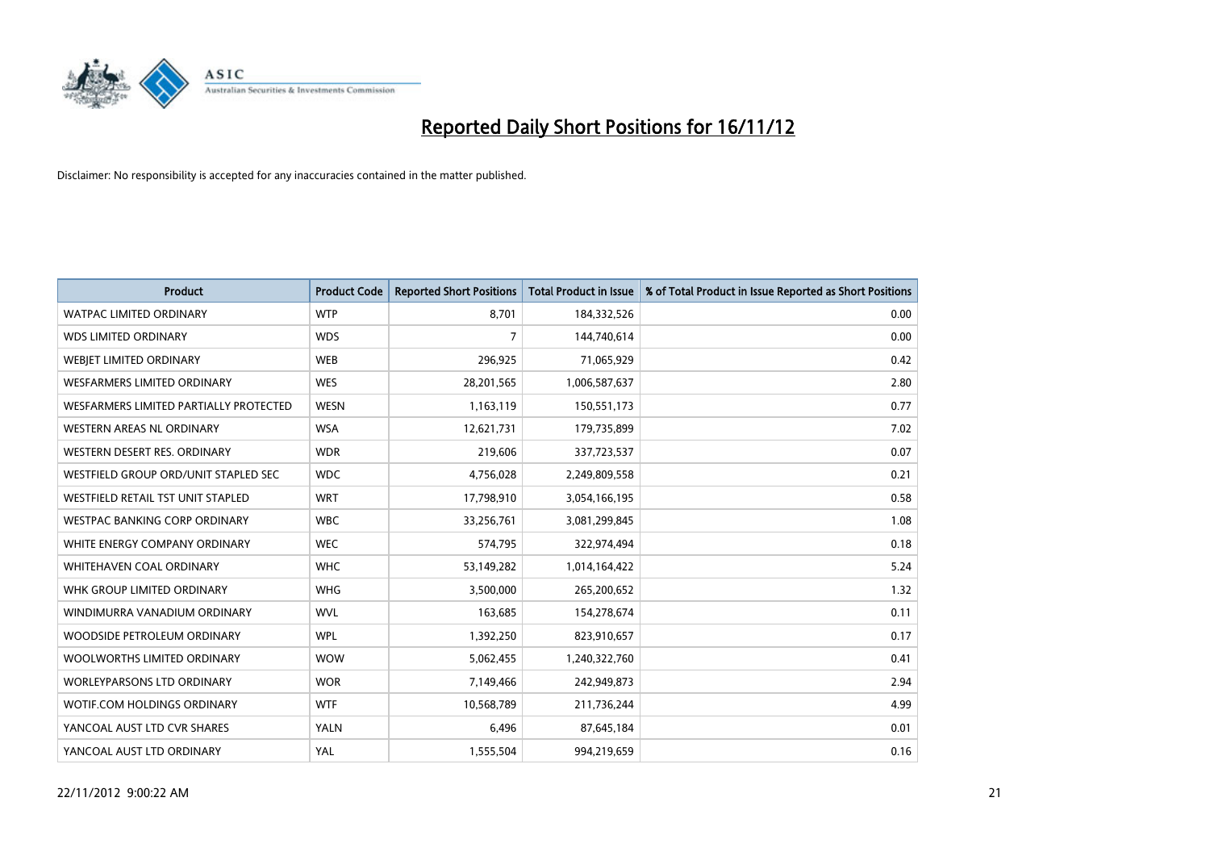# Reported Daily Short Positions for 16/11/12

Disclaimer: No responsibility is accepted for any inaccuracies contained in the matter published.

| Product | Product Code | Reported Short Positions | Total Product in Issue | % of Total Product in Issue Reported as Short Positions |
|---|---|---|---|---|
| WATPAC LIMITED ORDINARY | WTP | 8,701 | 184,332,526 | 0.00 |
| WDS LIMITED ORDINARY | WDS | 7 | 144,740,614 | 0.00 |
| WEBJET LIMITED ORDINARY | WEB | 296,925 | 71,065,929 | 0.42 |
| WESFARMERS LIMITED ORDINARY | WES | 28,201,565 | 1,006,587,637 | 2.80 |
| WESFARMERS LIMITED PARTIALLY PROTECTED | WESN | 1,163,119 | 150,551,173 | 0.77 |
| WESTERN AREAS NL ORDINARY | WSA | 12,621,731 | 179,735,899 | 7.02 |
| WESTERN DESERT RES. ORDINARY | WDR | 219,606 | 337,723,537 | 0.07 |
| WESTFIELD GROUP ORD/UNIT STAPLED SEC | WDC | 4,756,028 | 2,249,809,558 | 0.21 |
| WESTFIELD RETAIL TST UNIT STAPLED | WRT | 17,798,910 | 3,054,166,195 | 0.58 |
| WESTPAC BANKING CORP ORDINARY | WBC | 33,256,761 | 3,081,299,845 | 1.08 |
| WHITE ENERGY COMPANY ORDINARY | WEC | 574,795 | 322,974,494 | 0.18 |
| WHITEHAVEN COAL ORDINARY | WHC | 53,149,282 | 1,014,164,422 | 5.24 |
| WHK GROUP LIMITED ORDINARY | WHG | 3,500,000 | 265,200,652 | 1.32 |
| WINDIMURRA VANADIUM ORDINARY | WVL | 163,685 | 154,278,674 | 0.11 |
| WOODSIDE PETROLEUM ORDINARY | WPL | 1,392,250 | 823,910,657 | 0.17 |
| WOOLWORTHS LIMITED ORDINARY | WOW | 5,062,455 | 1,240,322,760 | 0.41 |
| WORLEYPARSONS LTD ORDINARY | WOR | 7,149,466 | 242,949,873 | 2.94 |
| WOTIF.COM HOLDINGS ORDINARY | WTF | 10,568,789 | 211,736,244 | 4.99 |
| YANCOAL AUST LTD CVR SHARES | YALN | 6,496 | 87,645,184 | 0.01 |
| YANCOAL AUST LTD ORDINARY | YAL | 1,555,504 | 994,219,659 | 0.16 |